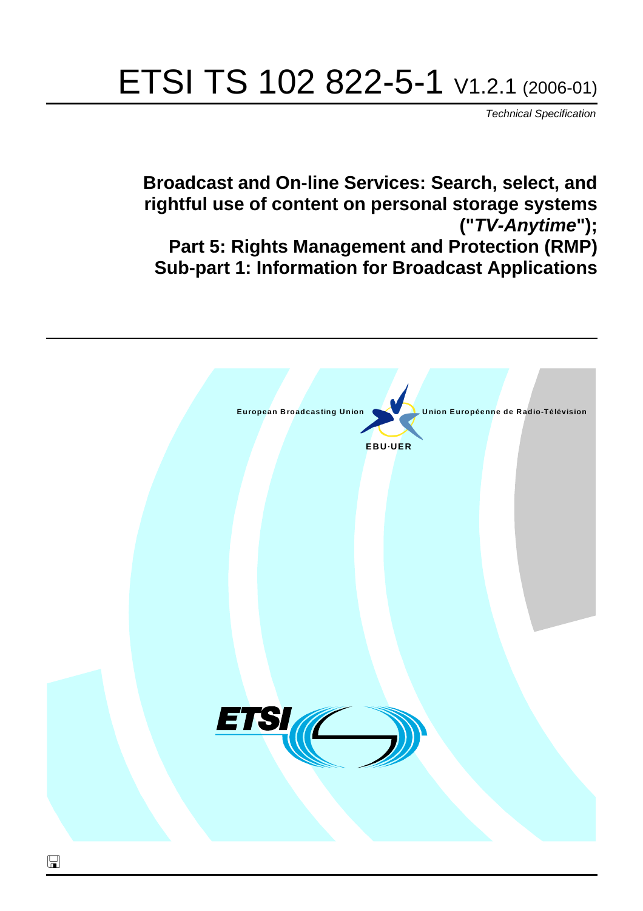# ETSI TS 102 822-5-1 V1.2.1 (2006-01)

*Technical Specification*

## Broadcast and On-line Services: Search, select, and rightful use of content on personal storage systems ("*TV-Anytime*"); Part 5: Rights Management and Protection (RMP) Sub-part 1: Information for Broadcast Applications

European Broadcasting Union Union Européenne de Radio-Télévision

EBU·UER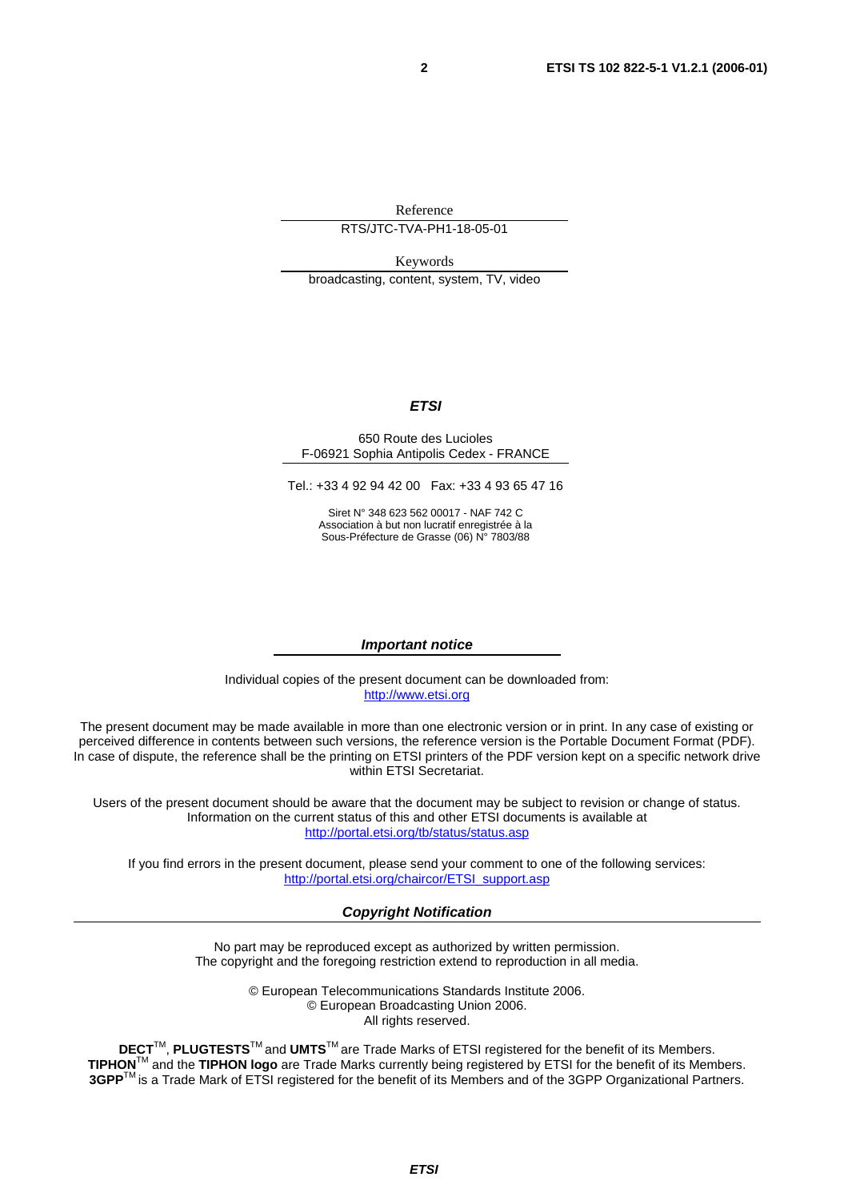Reference

RTS/JTC-TVA-PH1-18-05-01

Keywords

broadcasting, content, system, TV, video

***ETSI***

650 Route des Lucioles
F-06921 Sophia Antipolis Cedex - FRANCE

Tel.: +33 4 92 94 42 00 Fax: +33 4 93 65 47 16

Siret N° 348 623 562 00017 - NAF 742 C
Association à but non lucratif enregistrée à la
Sous-Préfecture de Grasse (06) N° 7803/88

***Important notice***

Individual copies of the present document can be downloaded from:
http://www.etsi.org

The present document may be made available in more than one electronic version or in print. In any case of existing or perceived difference in contents between such versions, the reference version is the Portable Document Format (PDF). In case of dispute, the reference shall be the printing on ETSI printers of the PDF version kept on a specific network drive within ETSI Secretariat.

Users of the present document should be aware that the document may be subject to revision or change of status. Information on the current status of this and other ETSI documents is available at
http://portal.etsi.org/tb/status/status.asp

If you find errors in the present document, please send your comment to one of the following services:
http://portal.etsi.org/chaircor/ETSI_support.asp

***Copyright Notification***

No part may be reproduced except as authorized by written permission.
The copyright and the foregoing restriction extend to reproduction in all media.

© European Telecommunications Standards Institute 2006.
© European Broadcasting Union 2006.
All rights reserved.

**DECT**™, **PLUGTESTS**™ and **UMTS**™ are Trade Marks of ETSI registered for the benefit of its Members.
**TIPHON**™ and the **TIPHON logo** are Trade Marks currently being registered by ETSI for the benefit of its Members.
**3GPP**™ is a Trade Mark of ETSI registered for the benefit of its Members and of the 3GPP Organizational Partners.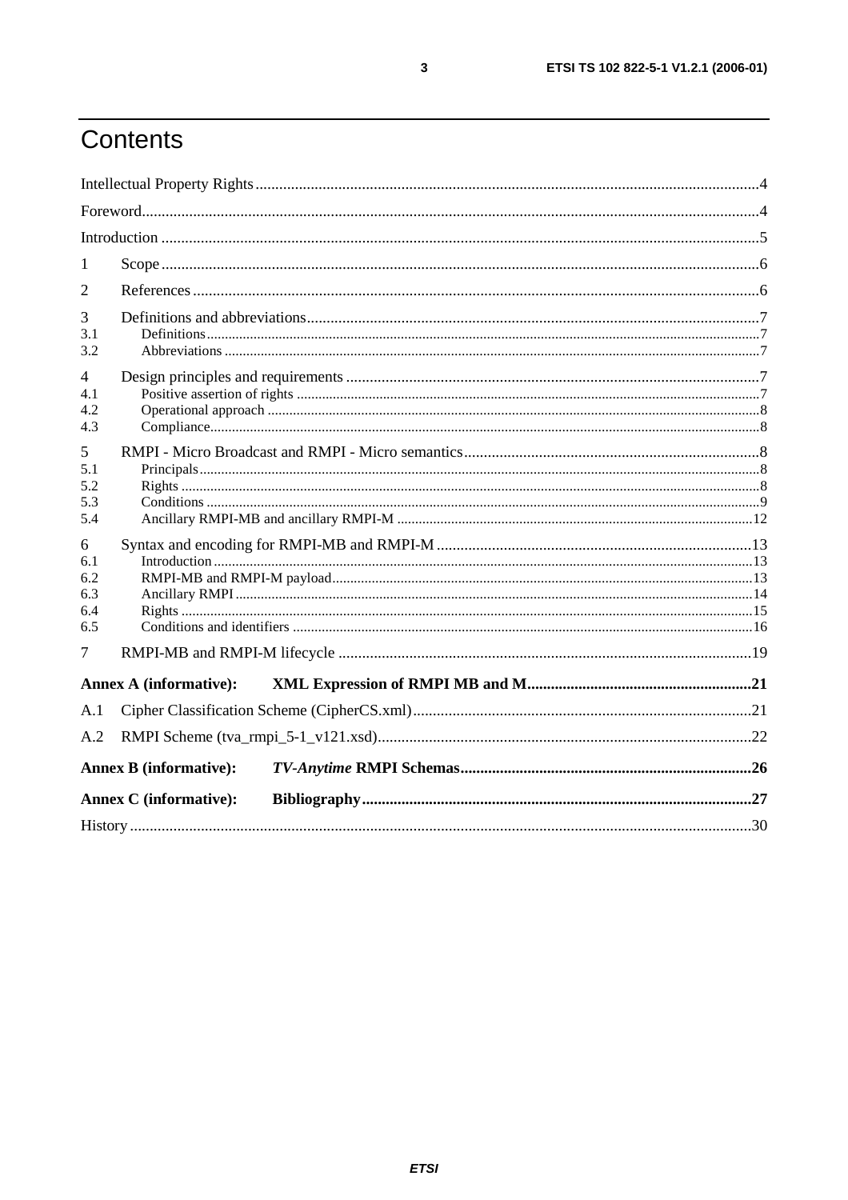# Contents

Intellectual Property Rights....4

Foreword....4

Introduction....5

1 Scope....6

2 References....6

3 Definitions and abbreviations....7
- 3.1 Definitions....7
- 3.2 Abbreviations....7

4 Design principles and requirements....7
- 4.1 Positive assertion of rights....7
- 4.2 Operational approach....8
- 4.3 Compliance....8

5 RMPI - Micro Broadcast and RMPI - Micro semantics....8
- 5.1 Principals....8
- 5.2 Rights....8
- 5.3 Conditions....9
- 5.4 Ancillary RMPI-MB and ancillary RMPI-M....12

6 Syntax and encoding for RMPI-MB and RMPI-M....13
- 6.1 Introduction....13
- 6.2 RMPI-MB and RMPI-M payload....13
- 6.3 Ancillary RMPI....14
- 6.4 Rights....15
- 6.5 Conditions and identifiers....16

7 RMPI-MB and RMPI-M lifecycle....19

**Annex A (informative): XML Expression of RMPI MB and M**....21

A.1 Cipher Classification Scheme (CipherCS.xml)....21

A.2 RMPI Scheme (tva_rmpi_5-1_v121.xsd)....22

**Annex B (informative): *TV-Anytime* RMPI Schemas**....26

**Annex C (informative): Bibliography**....27

History....30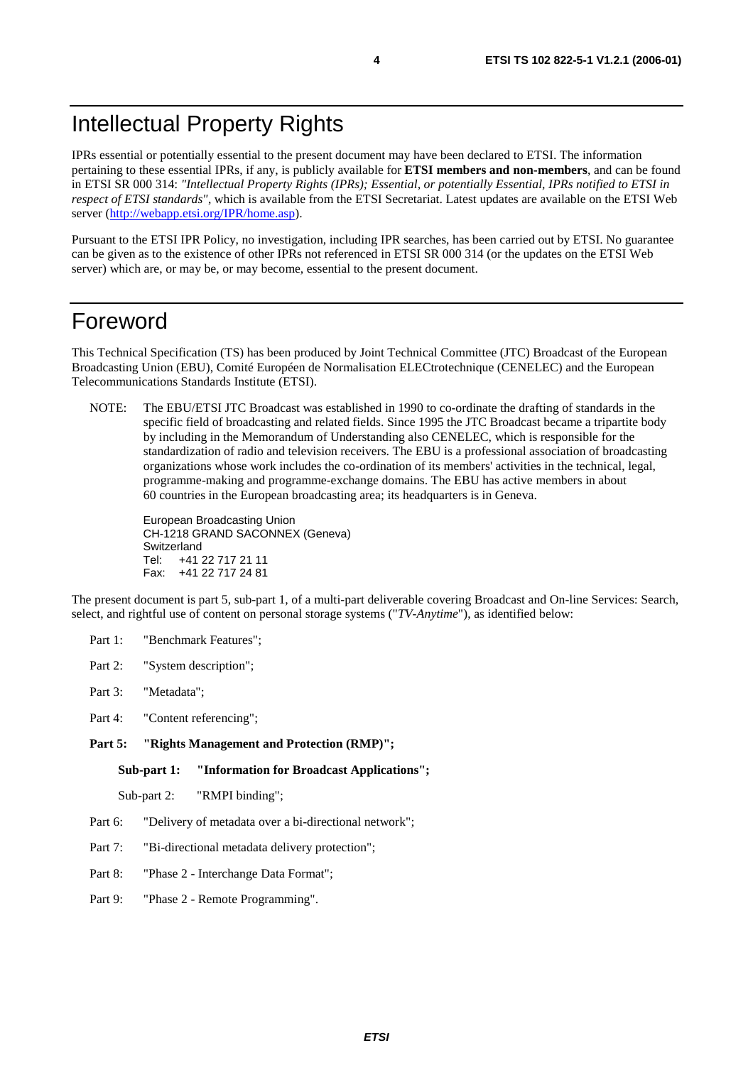# Intellectual Property Rights

IPRs essential or potentially essential to the present document may have been declared to ETSI. The information pertaining to these essential IPRs, if any, is publicly available for **ETSI members and non-members**, and can be found in ETSI SR 000 314: *"Intellectual Property Rights (IPRs); Essential, or potentially Essential, IPRs notified to ETSI in respect of ETSI standards"*, which is available from the ETSI Secretariat. Latest updates are available on the ETSI Web server (http://webapp.etsi.org/IPR/home.asp).

Pursuant to the ETSI IPR Policy, no investigation, including IPR searches, has been carried out by ETSI. No guarantee can be given as to the existence of other IPRs not referenced in ETSI SR 000 314 (or the updates on the ETSI Web server) which are, or may be, or may become, essential to the present document.

# Foreword

This Technical Specification (TS) has been produced by Joint Technical Committee (JTC) Broadcast of the European Broadcasting Union (EBU), Comité Européen de Normalisation ELECtrotechnique (CENELEC) and the European Telecommunications Standards Institute (ETSI).

NOTE: The EBU/ETSI JTC Broadcast was established in 1990 to co-ordinate the drafting of standards in the specific field of broadcasting and related fields. Since 1995 the JTC Broadcast became a tripartite body by including in the Memorandum of Understanding also CENELEC, which is responsible for the standardization of radio and television receivers. The EBU is a professional association of broadcasting organizations whose work includes the co-ordination of its members' activities in the technical, legal, programme-making and programme-exchange domains. The EBU has active members in about 60 countries in the European broadcasting area; its headquarters is in Geneva.

European Broadcasting Union
CH-1218 GRAND SACONNEX (Geneva)
Switzerland
Tel: +41 22 717 21 11
Fax: +41 22 717 24 81

The present document is part 5, sub-part 1, of a multi-part deliverable covering Broadcast and On-line Services: Search, select, and rightful use of content on personal storage systems ("*TV-Anytime*"), as identified below:

Part 1: "Benchmark Features";

Part 2: "System description";

Part 3: "Metadata";

Part 4: "Content referencing";

**Part 5: "Rights Management and Protection (RMP)";**

**Sub-part 1: "Information for Broadcast Applications";**

Sub-part 2: "RMPI binding";

Part 6: "Delivery of metadata over a bi-directional network";

Part 7: "Bi-directional metadata delivery protection";

Part 8: "Phase 2 - Interchange Data Format";

Part 9: "Phase 2 - Remote Programming".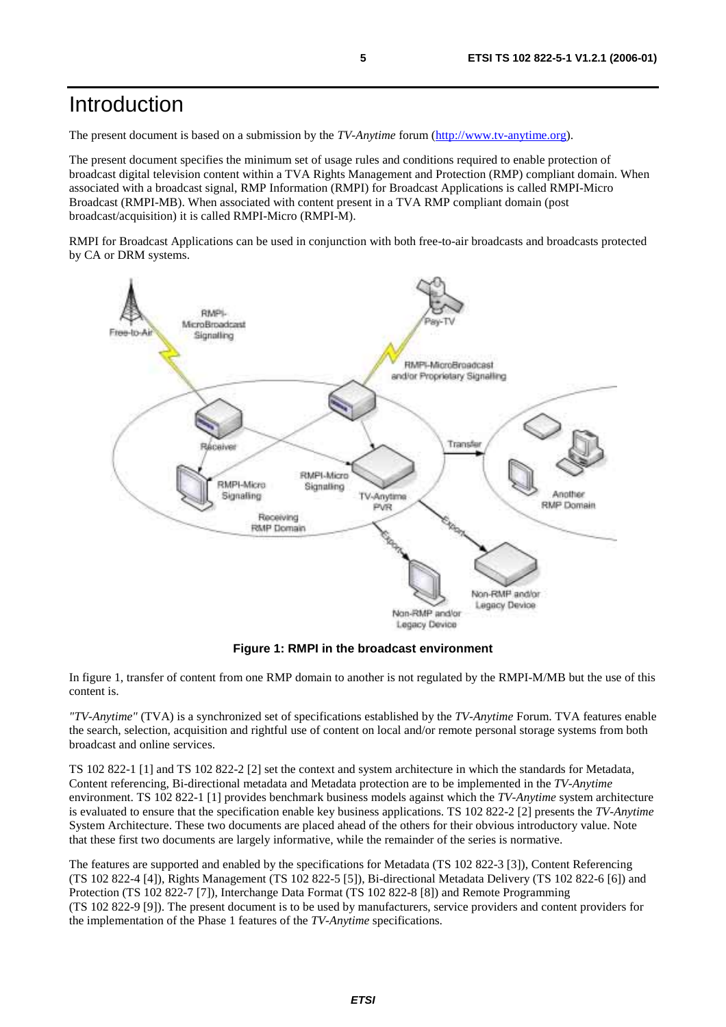# Introduction

The present document is based on a submission by the *TV-Anytime* forum (http://www.tv-anytime.org).

The present document specifies the minimum set of usage rules and conditions required to enable protection of broadcast digital television content within a TVA Rights Management and Protection (RMP) compliant domain. When associated with a broadcast signal, RMP Information (RMPI) for Broadcast Applications is called RMPI-Micro Broadcast (RMPI-MB). When associated with content present in a TVA RMP compliant domain (post broadcast/acquisition) it is called RMPI-Micro (RMPI-M).

RMPI for Broadcast Applications can be used in conjunction with both free-to-air broadcasts and broadcasts protected by CA or DRM systems.

**Figure 1: RMPI in the broadcast environment**

In figure 1, transfer of content from one RMP domain to another is not regulated by the RMPI-M/MB but the use of this content is.

*"TV-Anytime"* (TVA) is a synchronized set of specifications established by the *TV-Anytime* Forum. TVA features enable the search, selection, acquisition and rightful use of content on local and/or remote personal storage systems from both broadcast and online services.

TS 102 822-1 [1] and TS 102 822-2 [2] set the context and system architecture in which the standards for Metadata, Content referencing, Bi-directional metadata and Metadata protection are to be implemented in the *TV-Anytime* environment. TS 102 822-1 [1] provides benchmark business models against which the *TV-Anytime* system architecture is evaluated to ensure that the specification enable key business applications. TS 102 822-2 [2] presents the *TV-Anytime* System Architecture. These two documents are placed ahead of the others for their obvious introductory value. Note that these first two documents are largely informative, while the remainder of the series is normative.

The features are supported and enabled by the specifications for Metadata (TS 102 822-3 [3]), Content Referencing (TS 102 822-4 [4]), Rights Management (TS 102 822-5 [5]), Bi-directional Metadata Delivery (TS 102 822-6 [6]) and Protection (TS 102 822-7 [7]), Interchange Data Format (TS 102 822-8 [8]) and Remote Programming (TS 102 822-9 [9]). The present document is to be used by manufacturers, service providers and content providers for the implementation of the Phase 1 features of the *TV-Anytime* specifications.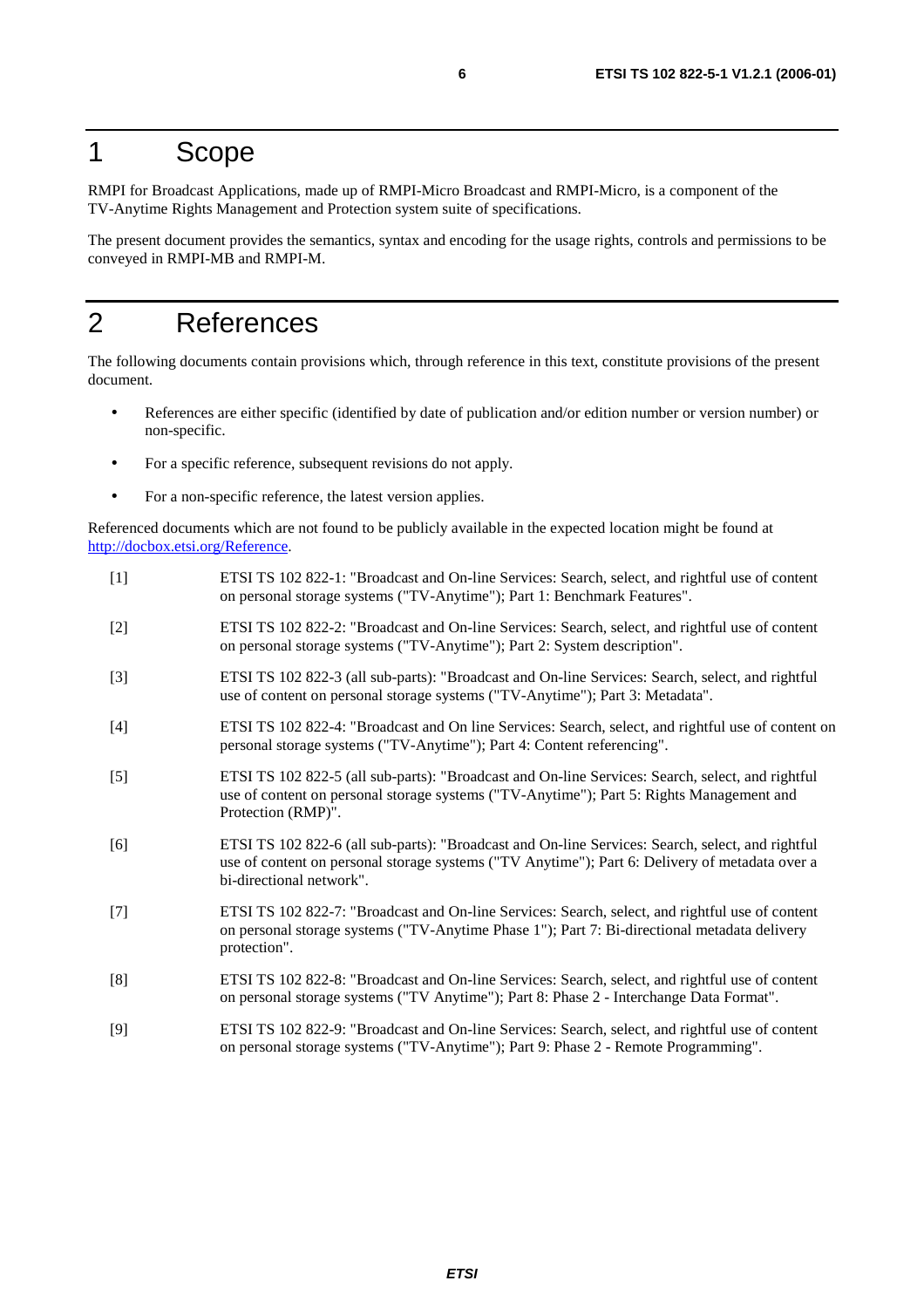# 1 Scope

RMPI for Broadcast Applications, made up of RMPI-Micro Broadcast and RMPI-Micro, is a component of the TV-Anytime Rights Management and Protection system suite of specifications.

The present document provides the semantics, syntax and encoding for the usage rights, controls and permissions to be conveyed in RMPI-MB and RMPI-M.

# 2 References

The following documents contain provisions which, through reference in this text, constitute provisions of the present document.

- References are either specific (identified by date of publication and/or edition number or version number) or non-specific.
- For a specific reference, subsequent revisions do not apply.
- For a non-specific reference, the latest version applies.

Referenced documents which are not found to be publicly available in the expected location might be found at http://docbox.etsi.org/Reference.

[1] ETSI TS 102 822-1: "Broadcast and On-line Services: Search, select, and rightful use of content on personal storage systems ("TV-Anytime"); Part 1: Benchmark Features".

[2] ETSI TS 102 822-2: "Broadcast and On-line Services: Search, select, and rightful use of content on personal storage systems ("TV-Anytime"); Part 2: System description".

[3] ETSI TS 102 822-3 (all sub-parts): "Broadcast and On-line Services: Search, select, and rightful use of content on personal storage systems ("TV-Anytime"); Part 3: Metadata".

[4] ETSI TS 102 822-4: "Broadcast and On line Services: Search, select, and rightful use of content on personal storage systems ("TV-Anytime"); Part 4: Content referencing".

[5] ETSI TS 102 822-5 (all sub-parts): "Broadcast and On-line Services: Search, select, and rightful use of content on personal storage systems ("TV-Anytime"); Part 5: Rights Management and Protection (RMP)".

[6] ETSI TS 102 822-6 (all sub-parts): "Broadcast and On-line Services: Search, select, and rightful use of content on personal storage systems ("TV Anytime"); Part 6: Delivery of metadata over a bi-directional network".

[7] ETSI TS 102 822-7: "Broadcast and On-line Services: Search, select, and rightful use of content on personal storage systems ("TV-Anytime Phase 1"); Part 7: Bi-directional metadata delivery protection".

[8] ETSI TS 102 822-8: "Broadcast and On-line Services: Search, select, and rightful use of content on personal storage systems ("TV Anytime"); Part 8: Phase 2 - Interchange Data Format".

[9] ETSI TS 102 822-9: "Broadcast and On-line Services: Search, select, and rightful use of content on personal storage systems ("TV-Anytime"); Part 9: Phase 2 - Remote Programming".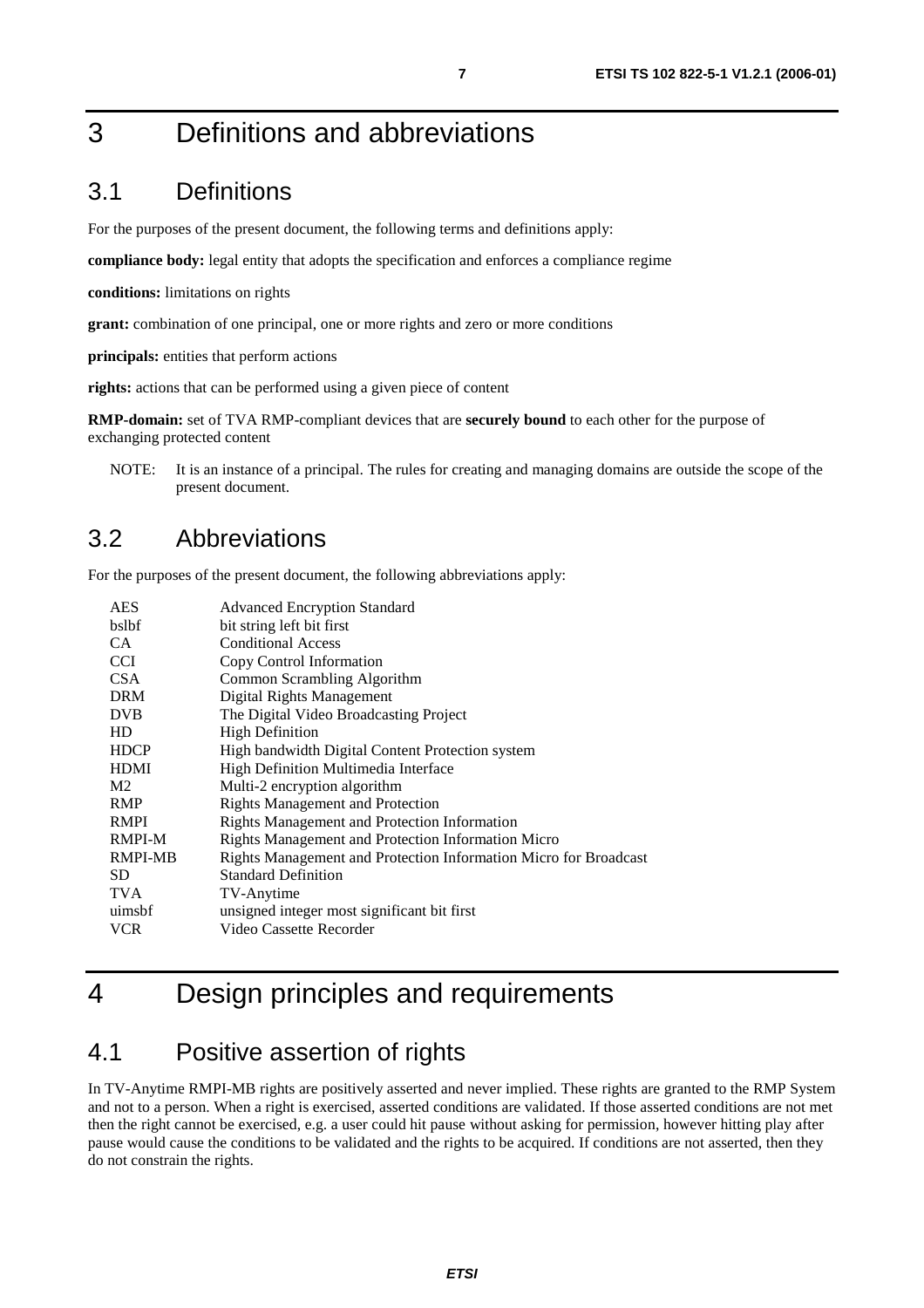# 3 Definitions and abbreviations

## 3.1 Definitions

For the purposes of the present document, the following terms and definitions apply:

**compliance body:** legal entity that adopts the specification and enforces a compliance regime

**conditions:** limitations on rights

**grant:** combination of one principal, one or more rights and zero or more conditions

**principals:** entities that perform actions

**rights:** actions that can be performed using a given piece of content

**RMP-domain:** set of TVA RMP-compliant devices that are **securely bound** to each other for the purpose of exchanging protected content

NOTE: It is an instance of a principal. The rules for creating and managing domains are outside the scope of the present document.

## 3.2 Abbreviations

For the purposes of the present document, the following abbreviations apply:

| | |
|---|---|
| AES | Advanced Encryption Standard |
| bslbf | bit string left bit first |
| CA | Conditional Access |
| CCI | Copy Control Information |
| CSA | Common Scrambling Algorithm |
| DRM | Digital Rights Management |
| DVB | The Digital Video Broadcasting Project |
| HD | High Definition |
| HDCP | High bandwidth Digital Content Protection system |
| HDMI | High Definition Multimedia Interface |
| M2 | Multi-2 encryption algorithm |
| RMP | Rights Management and Protection |
| RMPI | Rights Management and Protection Information |
| RMPI-M | Rights Management and Protection Information Micro |
| RMPI-MB | Rights Management and Protection Information Micro for Broadcast |
| SD | Standard Definition |
| TVA | TV-Anytime |
| uimsbf | unsigned integer most significant bit first |
| VCR | Video Cassette Recorder |

# 4 Design principles and requirements

## 4.1 Positive assertion of rights

In TV-Anytime RMPI-MB rights are positively asserted and never implied. These rights are granted to the RMP System and not to a person. When a right is exercised, asserted conditions are validated. If those asserted conditions are not met then the right cannot be exercised, e.g. a user could hit pause without asking for permission, however hitting play after pause would cause the conditions to be validated and the rights to be acquired. If conditions are not asserted, then they do not constrain the rights.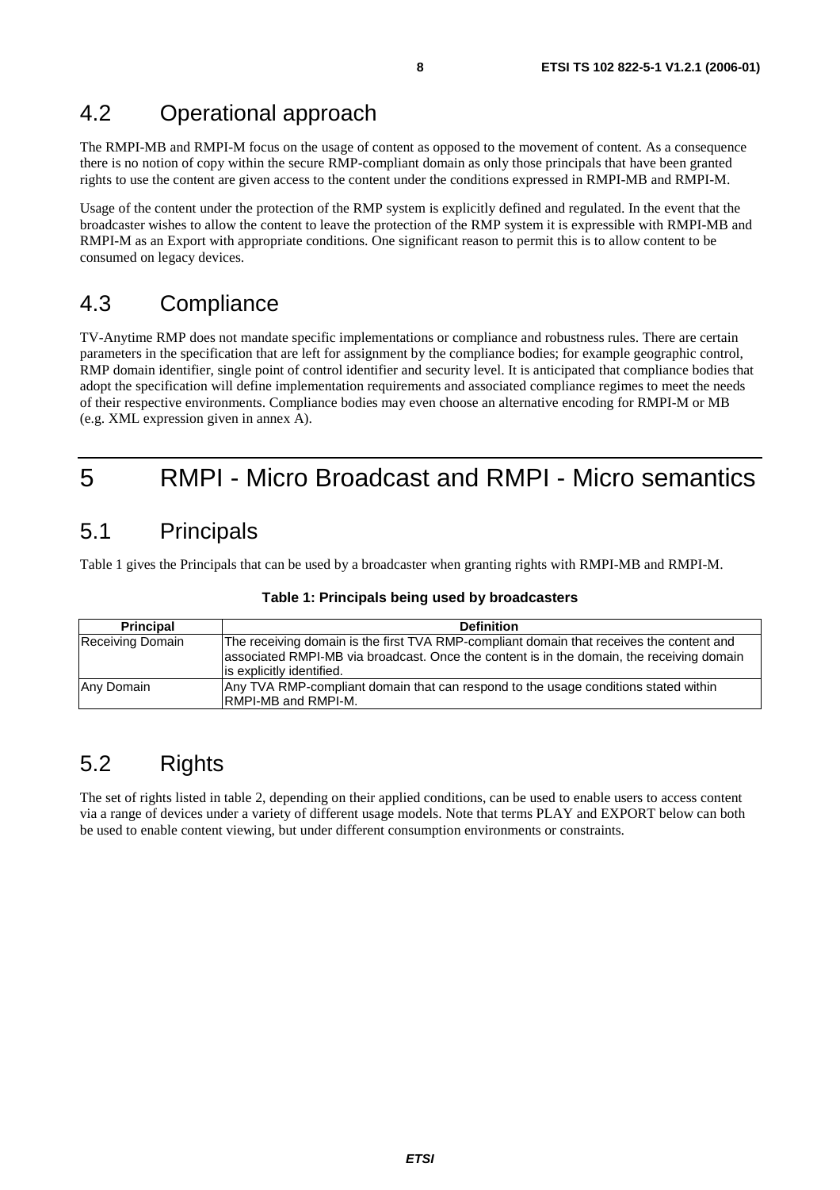## 4.2 Operational approach

The RMPI-MB and RMPI-M focus on the usage of content as opposed to the movement of content. As a consequence there is no notion of copy within the secure RMP-compliant domain as only those principals that have been granted rights to use the content are given access to the content under the conditions expressed in RMPI-MB and RMPI-M.

Usage of the content under the protection of the RMP system is explicitly defined and regulated. In the event that the broadcaster wishes to allow the content to leave the protection of the RMP system it is expressible with RMPI-MB and RMPI-M as an Export with appropriate conditions. One significant reason to permit this is to allow content to be consumed on legacy devices.

## 4.3 Compliance

TV-Anytime RMP does not mandate specific implementations or compliance and robustness rules. There are certain parameters in the specification that are left for assignment by the compliance bodies; for example geographic control, RMP domain identifier, single point of control identifier and security level. It is anticipated that compliance bodies that adopt the specification will define implementation requirements and associated compliance regimes to meet the needs of their respective environments. Compliance bodies may even choose an alternative encoding for RMPI-M or MB (e.g. XML expression given in annex A).

# 5 RMPI - Micro Broadcast and RMPI - Micro semantics

## 5.1 Principals

Table 1 gives the Principals that can be used by a broadcaster when granting rights with RMPI-MB and RMPI-M.

**Table 1: Principals being used by broadcasters**

| Principal | Definition |
|---|---|
| Receiving Domain | The receiving domain is the first TVA RMP-compliant domain that receives the content and associated RMPI-MB via broadcast. Once the content is in the domain, the receiving domain is explicitly identified. |
| Any Domain | Any TVA RMP-compliant domain that can respond to the usage conditions stated within RMPI-MB and RMPI-M. |

## 5.2 Rights

The set of rights listed in table 2, depending on their applied conditions, can be used to enable users to access content via a range of devices under a variety of different usage models. Note that terms PLAY and EXPORT below can both be used to enable content viewing, but under different consumption environments or constraints.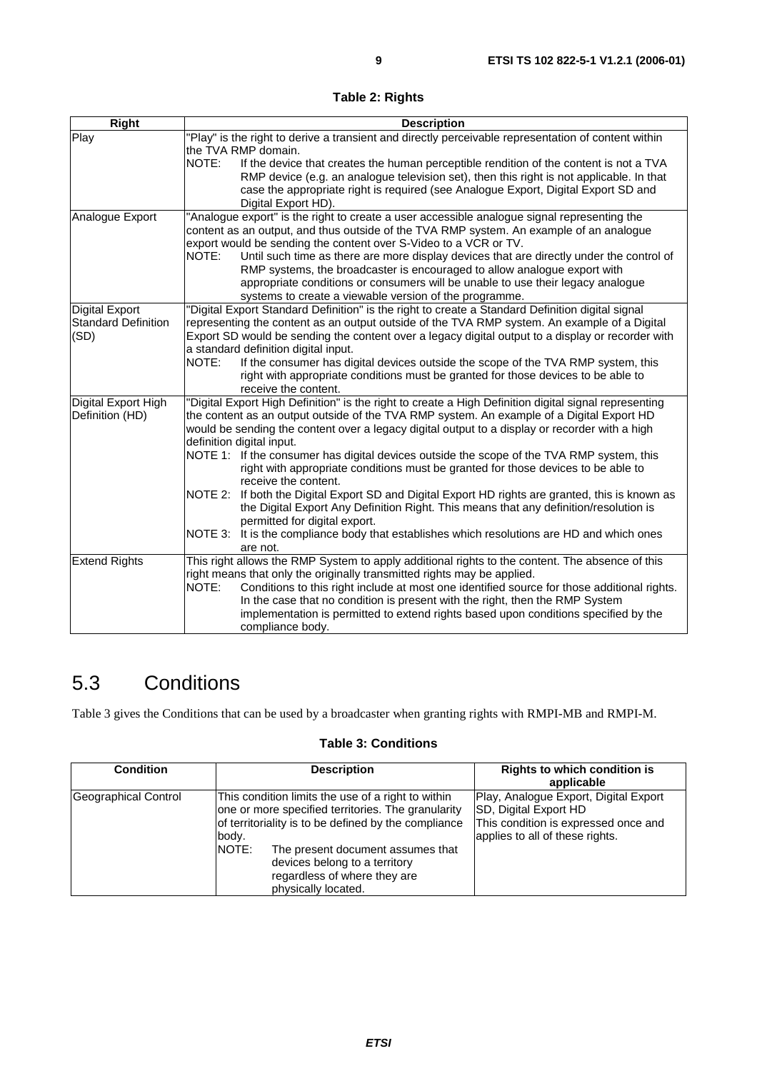**Table 2: Rights**

| Right | Description |
|---|---|
| Play | "Play" is the right to derive a transient and directly perceivable representation of content within the TVA RMP domain.<br>NOTE: If the device that creates the human perceptible rendition of the content is not a TVA RMP device (e.g. an analogue television set), then this right is not applicable. In that case the appropriate right is required (see Analogue Export, Digital Export SD and Digital Export HD). |
| Analogue Export | "Analogue export" is the right to create a user accessible analogue signal representing the content as an output, and thus outside of the TVA RMP system. An example of an analogue export would be sending the content over S-Video to a VCR or TV.<br>NOTE: Until such time as there are more display devices that are directly under the control of RMP systems, the broadcaster is encouraged to allow analogue export with appropriate conditions or consumers will be unable to use their legacy analogue systems to create a viewable version of the programme. |
| Digital Export Standard Definition (SD) | "Digital Export Standard Definition" is the right to create a Standard Definition digital signal representing the content as an output outside of the TVA RMP system. An example of a Digital Export SD would be sending the content over a legacy digital output to a display or recorder with a standard definition digital input.<br>NOTE: If the consumer has digital devices outside the scope of the TVA RMP system, this right with appropriate conditions must be granted for those devices to be able to receive the content. |
| Digital Export High Definition (HD) | "Digital Export High Definition" is the right to create a High Definition digital signal representing the content as an output outside of the TVA RMP system. An example of a Digital Export HD would be sending the content over a legacy digital output to a display or recorder with a high definition digital input.<br>NOTE 1: If the consumer has digital devices outside the scope of the TVA RMP system, this right with appropriate conditions must be granted for those devices to be able to receive the content.<br>NOTE 2: If both the Digital Export SD and Digital Export HD rights are granted, this is known as the Digital Export Any Definition Right. This means that any definition/resolution is permitted for digital export.<br>NOTE 3: It is the compliance body that establishes which resolutions are HD and which ones are not. |
| Extend Rights | This right allows the RMP System to apply additional rights to the content. The absence of this right means that only the originally transmitted rights may be applied.<br>NOTE: Conditions to this right include at most one identified source for those additional rights. In the case that no condition is present with the right, then the RMP System implementation is permitted to extend rights based upon conditions specified by the compliance body. |

## 5.3 Conditions

Table 3 gives the Conditions that can be used by a broadcaster when granting rights with RMPI-MB and RMPI-M.

**Table 3: Conditions**

| Condition | Description | Rights to which condition is applicable |
|---|---|---|
| Geographical Control | This condition limits the use of a right to within one or more specified territories. The granularity of territoriality is to be defined by the compliance body.<br>NOTE: The present document assumes that devices belong to a territory regardless of where they are physically located. | Play, Analogue Export, Digital Export SD, Digital Export HD<br>This condition is expressed once and applies to all of these rights. |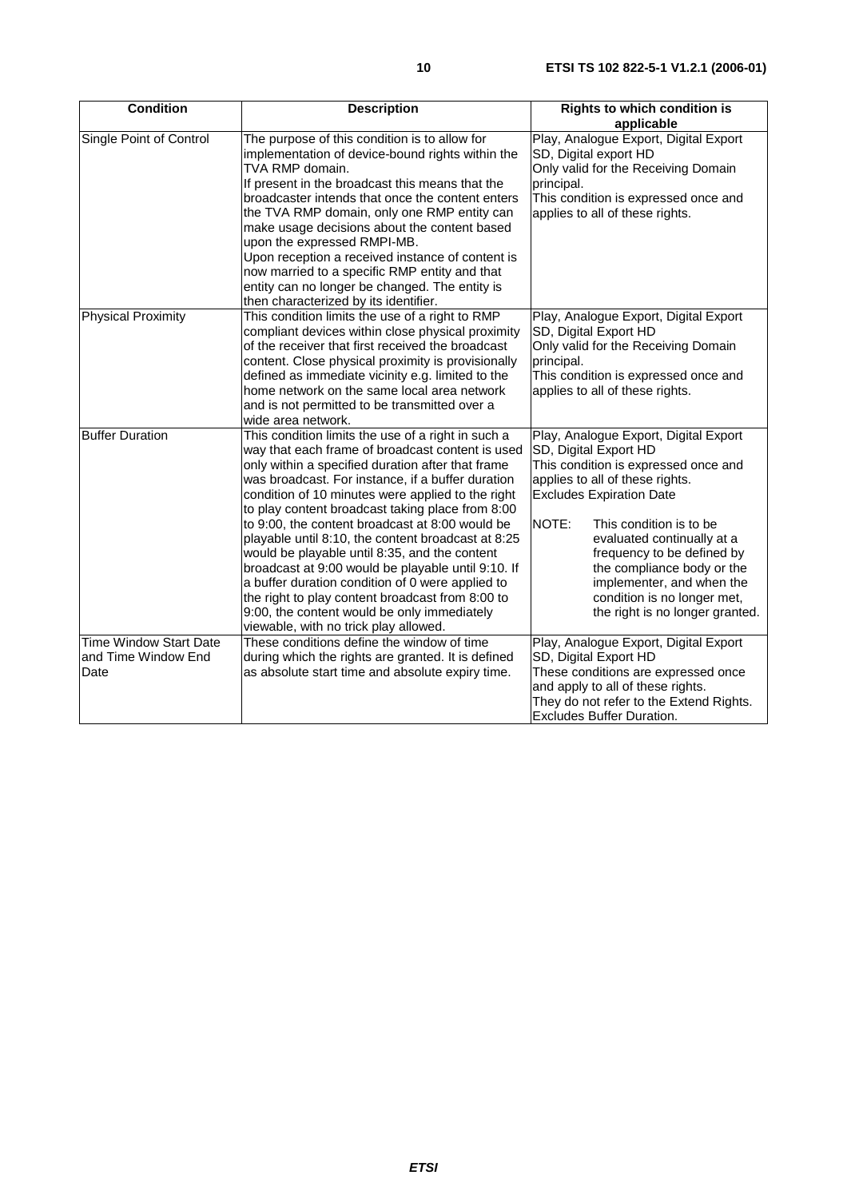| Condition | Description | Rights to which condition is applicable |
|---|---|---|
| Single Point of Control | The purpose of this condition is to allow for implementation of device-bound rights within the TVA RMP domain.<br>If present in the broadcast this means that the broadcaster intends that once the content enters the TVA RMP domain, only one RMP entity can make usage decisions about the content based upon the expressed RMPI-MB.<br>Upon reception a received instance of content is now married to a specific RMP entity and that entity can no longer be changed. The entity is then characterized by its identifier. | Play, Analogue Export, Digital Export SD, Digital export HD<br>Only valid for the Receiving Domain principal.<br>This condition is expressed once and applies to all of these rights. |
| Physical Proximity | This condition limits the use of a right to RMP compliant devices within close physical proximity of the receiver that first received the broadcast content. Close physical proximity is provisionally defined as immediate vicinity e.g. limited to the home network on the same local area network and is not permitted to be transmitted over a wide area network. | Play, Analogue Export, Digital Export SD, Digital Export HD<br>Only valid for the Receiving Domain principal.<br>This condition is expressed once and applies to all of these rights. |
| Buffer Duration | This condition limits the use of a right in such a way that each frame of broadcast content is used only within a specified duration after that frame was broadcast. For instance, if a buffer duration condition of 10 minutes were applied to the right to play content broadcast taking place from 8:00 to 9:00, the content broadcast at 8:00 would be playable until 8:10, the content broadcast at 8:25 would be playable until 8:35, and the content broadcast at 9:00 would be playable until 9:10. If a buffer duration condition of 0 were applied to the right to play content broadcast from 8:00 to 9:00, the content would be only immediately viewable, with no trick play allowed. | Play, Analogue Export, Digital Export SD, Digital Export HD<br>This condition is expressed once and applies to all of these rights.<br>Excludes Expiration Date<br>NOTE: This condition is to be evaluated continually at a frequency to be defined by the compliance body or the implementer, and when the condition is no longer met, the right is no longer granted. |
| Time Window Start Date and Time Window End Date | These conditions define the window of time during which the rights are granted. It is defined as absolute start time and absolute expiry time. | Play, Analogue Export, Digital Export SD, Digital Export HD<br>These conditions are expressed once and apply to all of these rights.<br>They do not refer to the Extend Rights.<br>Excludes Buffer Duration. |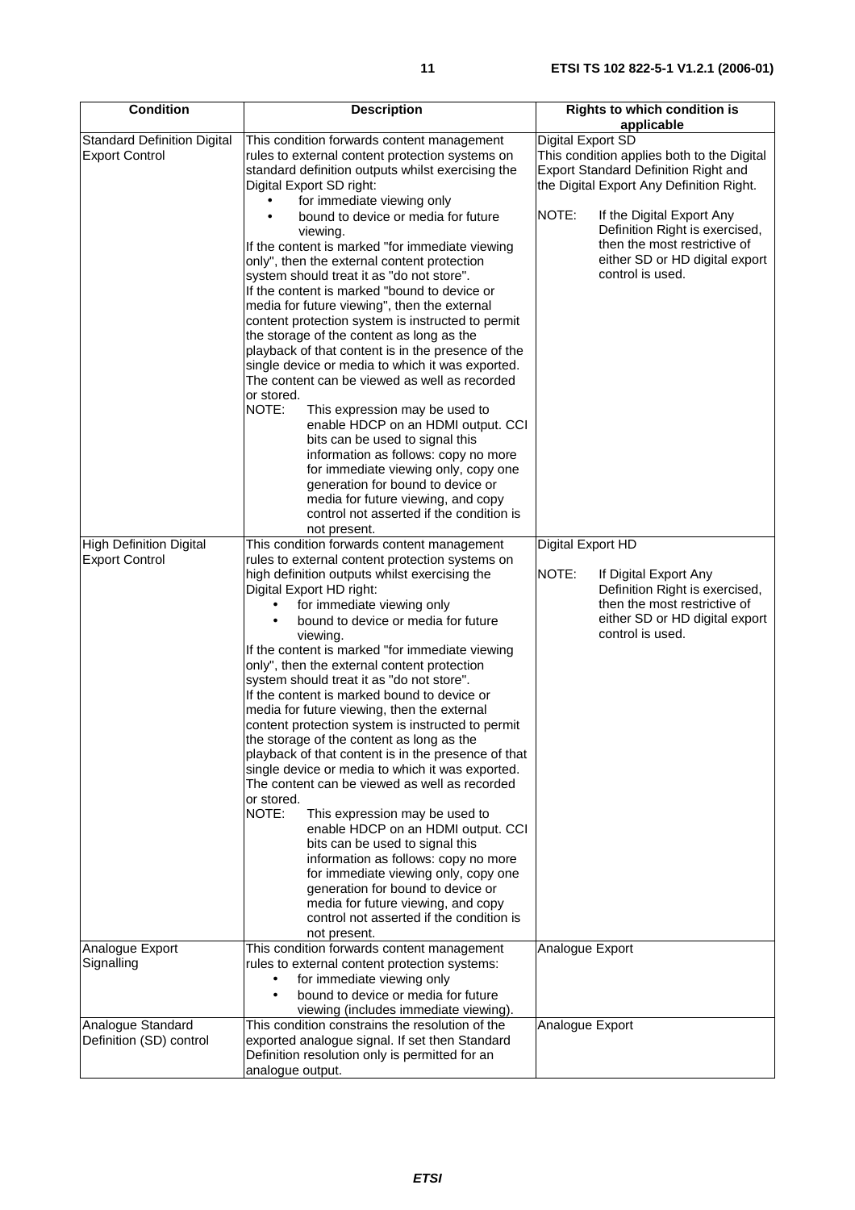| Condition | Description | Rights to which condition is applicable |
|---|---|---|
| Standard Definition Digital Export Control | This condition forwards content management rules to external content protection systems on standard definition outputs whilst exercising the Digital Export SD right:<br>• for immediate viewing only<br>• bound to device or media for future viewing.<br>If the content is marked "for immediate viewing only", then the external content protection system should treat it as "do not store".<br>If the content is marked "bound to device or media for future viewing", then the external content protection system is instructed to permit the storage of the content as long as the playback of that content is in the presence of the single device or media to which it was exported. The content can be viewed as well as recorded or stored.<br>NOTE: This expression may be used to enable HDCP on an HDMI output. CCI bits can be used to signal this information as follows: copy no more for immediate viewing only, copy one generation for bound to device or media for future viewing, and copy control not asserted if the condition is not present. | Digital Export SD<br>This condition applies both to the Digital Export Standard Definition Right and the Digital Export Any Definition Right.<br>NOTE: If the Digital Export Any Definition Right is exercised, then the most restrictive of either SD or HD digital export control is used. |
| High Definition Digital Export Control | This condition forwards content management rules to external content protection systems on high definition outputs whilst exercising the Digital Export HD right:<br>• for immediate viewing only<br>• bound to device or media for future viewing.<br>If the content is marked "for immediate viewing only", then the external content protection system should treat it as "do not store".<br>If the content is marked bound to device or media for future viewing, then the external content protection system is instructed to permit the storage of the content as long as the playback of that content is in the presence of that single device or media to which it was exported. The content can be viewed as well as recorded or stored.<br>NOTE: This expression may be used to enable HDCP on an HDMI output. CCI bits can be used to signal this information as follows: copy no more for immediate viewing only, copy one generation for bound to device or media for future viewing, and copy control not asserted if the condition is not present. | Digital Export HD<br>NOTE: If Digital Export Any Definition Right is exercised, then the most restrictive of either SD or HD digital export control is used. |
| Analogue Export Signalling | This condition forwards content management rules to external content protection systems:<br>• for immediate viewing only<br>• bound to device or media for future viewing (includes immediate viewing). | Analogue Export |
| Analogue Standard Definition (SD) control | This condition constrains the resolution of the exported analogue signal. If set then Standard Definition resolution only is permitted for an analogue output. | Analogue Export |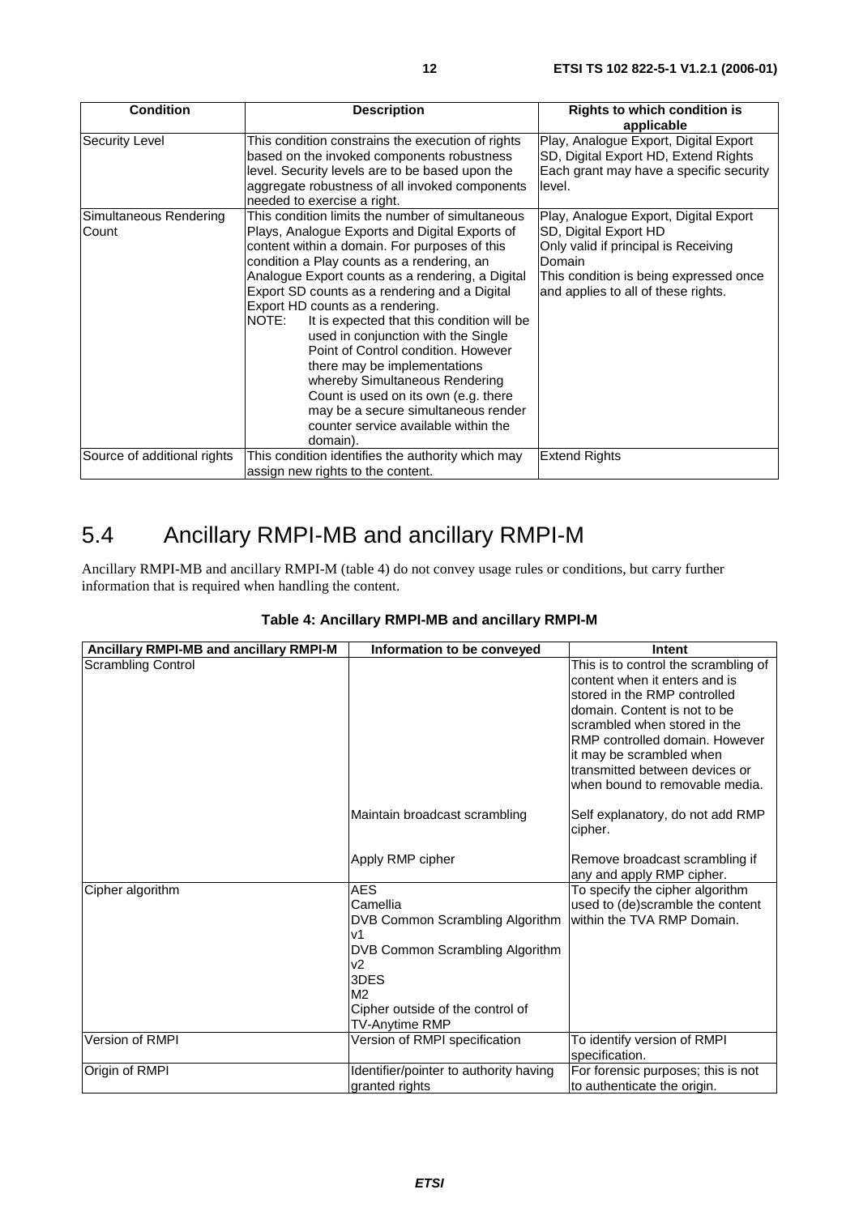| Condition | Description | Rights to which condition is applicable |
|---|---|---|
| Security Level | This condition constrains the execution of rights based on the invoked components robustness level. Security levels are to be based upon the aggregate robustness of all invoked components needed to exercise a right. | Play, Analogue Export, Digital Export SD, Digital Export HD, Extend Rights<br>Each grant may have a specific security level. |
| Simultaneous Rendering Count | This condition limits the number of simultaneous Plays, Analogue Exports and Digital Exports of content within a domain. For purposes of this condition a Play counts as a rendering, an Analogue Export counts as a rendering, a Digital Export SD counts as a rendering and a Digital Export HD counts as a rendering.<br>NOTE: It is expected that this condition will be used in conjunction with the Single Point of Control condition. However there may be implementations whereby Simultaneous Rendering Count is used on its own (e.g. there may be a secure simultaneous render counter service available within the domain). | Play, Analogue Export, Digital Export SD, Digital Export HD<br>Only valid if principal is Receiving Domain<br>This condition is being expressed once and applies to all of these rights. |
| Source of additional rights | This condition identifies the authority which may assign new rights to the content. | Extend Rights |

## 5.4 Ancillary RMPI-MB and ancillary RMPI-M

Ancillary RMPI-MB and ancillary RMPI-M (table 4) do not convey usage rules or conditions, but carry further information that is required when handling the content.

**Table 4: Ancillary RMPI-MB and ancillary RMPI-M**

| Ancillary RMPI-MB and ancillary RMPI-M | Information to be conveyed | Intent |
|---|---|---|
| Scrambling Control | | This is to control the scrambling of content when it enters and is stored in the RMP controlled domain. Content is not to be scrambled when stored in the RMP controlled domain. However it may be scrambled when transmitted between devices or when bound to removable media. |
| | Maintain broadcast scrambling | Self explanatory, do not add RMP cipher. |
| | Apply RMP cipher | Remove broadcast scrambling if any and apply RMP cipher. |
| Cipher algorithm | AES<br>Camellia<br>DVB Common Scrambling Algorithm v1<br>DVB Common Scrambling Algorithm v2<br>3DES<br>M2<br>Cipher outside of the control of TV-Anytime RMP | To specify the cipher algorithm used to (de)scramble the content within the TVA RMP Domain. |
| Version of RMPI | Version of RMPI specification | To identify version of RMPI specification. |
| Origin of RMPI | Identifier/pointer to authority having granted rights | For forensic purposes; this is not to authenticate the origin. |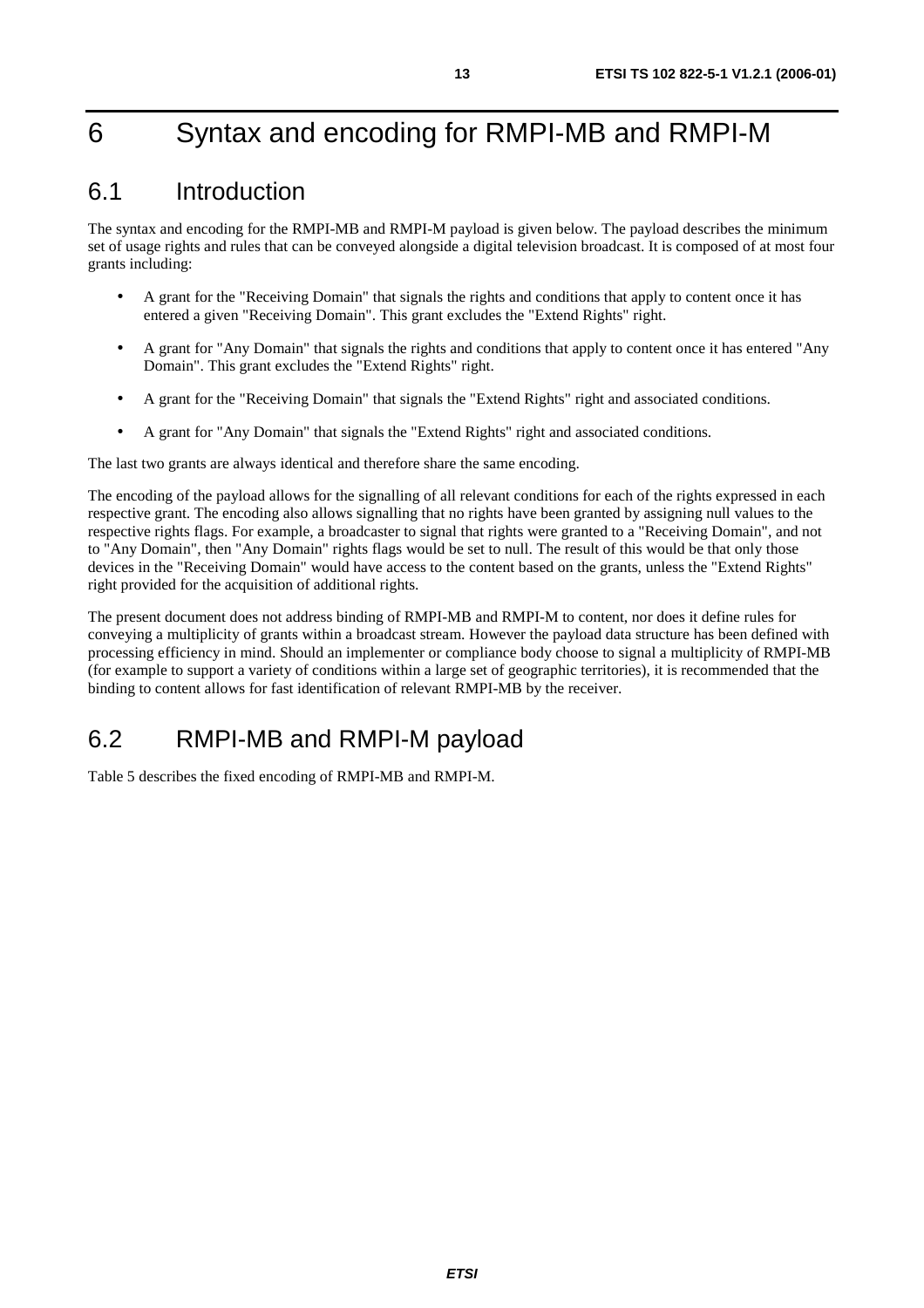# 6 Syntax and encoding for RMPI-MB and RMPI-M

## 6.1 Introduction

The syntax and encoding for the RMPI-MB and RMPI-M payload is given below. The payload describes the minimum set of usage rights and rules that can be conveyed alongside a digital television broadcast. It is composed of at most four grants including:

- A grant for the "Receiving Domain" that signals the rights and conditions that apply to content once it has entered a given "Receiving Domain". This grant excludes the "Extend Rights" right.
- A grant for "Any Domain" that signals the rights and conditions that apply to content once it has entered "Any Domain". This grant excludes the "Extend Rights" right.
- A grant for the "Receiving Domain" that signals the "Extend Rights" right and associated conditions.
- A grant for "Any Domain" that signals the "Extend Rights" right and associated conditions.

The last two grants are always identical and therefore share the same encoding.

The encoding of the payload allows for the signalling of all relevant conditions for each of the rights expressed in each respective grant. The encoding also allows signalling that no rights have been granted by assigning null values to the respective rights flags. For example, a broadcaster to signal that rights were granted to a "Receiving Domain", and not to "Any Domain", then "Any Domain" rights flags would be set to null. The result of this would be that only those devices in the "Receiving Domain" would have access to the content based on the grants, unless the "Extend Rights" right provided for the acquisition of additional rights.

The present document does not address binding of RMPI-MB and RMPI-M to content, nor does it define rules for conveying a multiplicity of grants within a broadcast stream. However the payload data structure has been defined with processing efficiency in mind. Should an implementer or compliance body choose to signal a multiplicity of RMPI-MB (for example to support a variety of conditions within a large set of geographic territories), it is recommended that the binding to content allows for fast identification of relevant RMPI-MB by the receiver.

## 6.2 RMPI-MB and RMPI-M payload

Table 5 describes the fixed encoding of RMPI-MB and RMPI-M.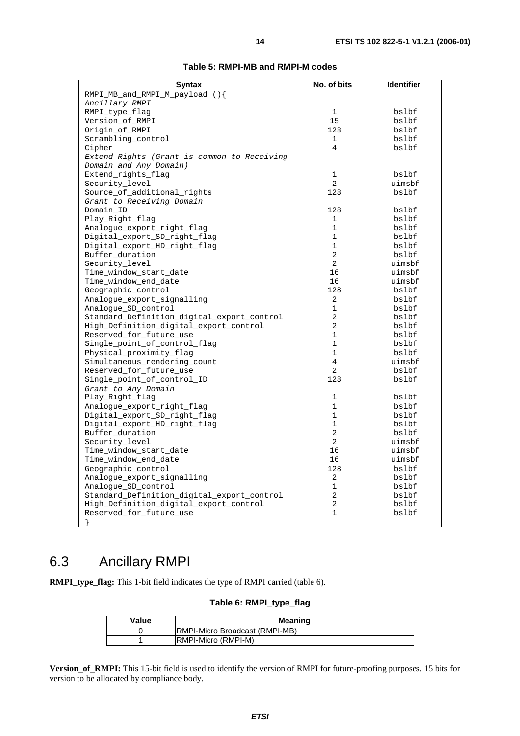**Table 5: RMPI-MB and RMPI-M codes**

| Syntax | No. of bits | Identifier |
|---|---|---|
| RMPI_MB_and_RMPI_M_payload (){ | | |
| *Ancillary RMPI* | | |
| RMPI_type_flag | 1 | bslbf |
| Version_of_RMPI | 15 | bslbf |
| Origin_of_RMPI | 128 | bslbf |
| Scrambling_control | 1 | bslbf |
| Cipher | 4 | bslbf |
| *Extend Rights (Grant is common to Receiving Domain and Any Domain)* | | |
| Extend_rights_flag | 1 | bslbf |
| Security_level | 2 | uimsbf |
| Source_of_additional_rights | 128 | bslbf |
| *Grant to Receiving Domain* | | |
| Domain_ID | 128 | bslbf |
| Play_Right_flag | 1 | bslbf |
| Analogue_export_right_flag | 1 | bslbf |
| Digital_export_SD_right_flag | 1 | bslbf |
| Digital_export_HD_right_flag | 1 | bslbf |
| Buffer_duration | 2 | bslbf |
| Security_level | 2 | uimsbf |
| Time_window_start_date | 16 | uimsbf |
| Time_window_end_date | 16 | uimsbf |
| Geographic_control | 128 | bslbf |
| Analogue_export_signalling | 2 | bslbf |
| Analogue_SD_control | 1 | bslbf |
| Standard_Definition_digital_export_control | 2 | bslbf |
| High_Definition_digital_export_control | 2 | bslbf |
| Reserved_for_future_use | 1 | bslbf |
| Single_point_of_control_flag | 1 | bslbf |
| Physical_proximity_flag | 1 | bslbf |
| Simultaneous_rendering_count | 4 | uimsbf |
| Reserved_for_future_use | 2 | bslbf |
| Single_point_of_control_ID | 128 | bslbf |
| *Grant to Any Domain* | | |
| Play_Right_flag | 1 | bslbf |
| Analogue_export_right_flag | 1 | bslbf |
| Digital_export_SD_right_flag | 1 | bslbf |
| Digital_export_HD_right_flag | 1 | bslbf |
| Buffer_duration | 2 | bslbf |
| Security_level | 2 | uimsbf |
| Time_window_start_date | 16 | uimsbf |
| Time_window_end_date | 16 | uimsbf |
| Geographic_control | 128 | bslbf |
| Analogue_export_signalling | 2 | bslbf |
| Analogue_SD_control | 1 | bslbf |
| Standard_Definition_digital_export_control | 2 | bslbf |
| High_Definition_digital_export_control | 2 | bslbf |
| Reserved_for_future_use | 1 | bslbf |
| } | | |

## 6.3 Ancillary RMPI

**RMPI_type_flag:** This 1-bit field indicates the type of RMPI carried (table 6).

**Table 6: RMPI_type_flag**

| Value | Meaning |
|---|---|
| 0 | RMPI-Micro Broadcast (RMPI-MB) |
| 1 | RMPI-Micro (RMPI-M) |

**Version_of_RMPI:** This 15-bit field is used to identify the version of RMPI for future-proofing purposes. 15 bits for version to be allocated by compliance body.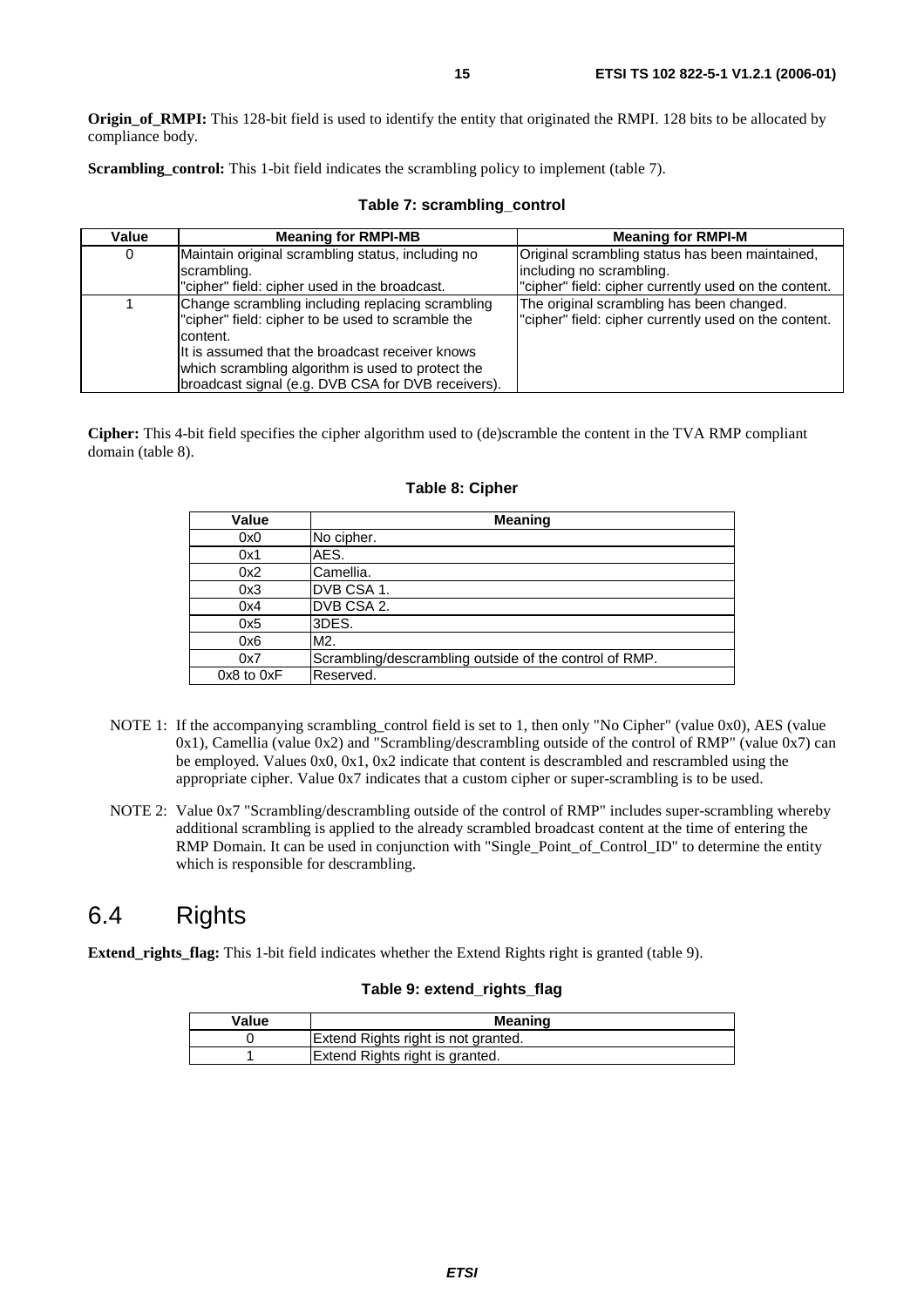**Origin_of_RMPI:** This 128-bit field is used to identify the entity that originated the RMPI. 128 bits to be allocated by compliance body.

**Scrambling_control:** This 1-bit field indicates the scrambling policy to implement (table 7).

**Table 7: scrambling_control**

| Value | Meaning for RMPI-MB | Meaning for RMPI-M |
|---|---|---|
| 0 | Maintain original scrambling status, including no scrambling.<br>"cipher" field: cipher used in the broadcast. | Original scrambling status has been maintained, including no scrambling.<br>"cipher" field: cipher currently used on the content. |
| 1 | Change scrambling including replacing scrambling "cipher" field: cipher to be used to scramble the content.<br>It is assumed that the broadcast receiver knows which scrambling algorithm is used to protect the broadcast signal (e.g. DVB CSA for DVB receivers). | The original scrambling has been changed.<br>"cipher" field: cipher currently used on the content. |

**Cipher:** This 4-bit field specifies the cipher algorithm used to (de)scramble the content in the TVA RMP compliant domain (table 8).

**Table 8: Cipher**

| Value | Meaning |
|---|---|
| 0x0 | No cipher. |
| 0x1 | AES. |
| 0x2 | Camellia. |
| 0x3 | DVB CSA 1. |
| 0x4 | DVB CSA 2. |
| 0x5 | 3DES. |
| 0x6 | M2. |
| 0x7 | Scrambling/descrambling outside of the control of RMP. |
| 0x8 to 0xF | Reserved. |

NOTE 1: If the accompanying scrambling_control field is set to 1, then only "No Cipher" (value 0x0), AES (value 0x1), Camellia (value 0x2) and "Scrambling/descrambling outside of the control of RMP" (value 0x7) can be employed. Values 0x0, 0x1, 0x2 indicate that content is descrambled and rescrambled using the appropriate cipher. Value 0x7 indicates that a custom cipher or super-scrambling is to be used.

NOTE 2: Value 0x7 "Scrambling/descrambling outside of the control of RMP" includes super-scrambling whereby additional scrambling is applied to the already scrambled broadcast content at the time of entering the RMP Domain. It can be used in conjunction with "Single_Point_of_Control_ID" to determine the entity which is responsible for descrambling.

# 6.4 Rights

**Extend_rights_flag:** This 1-bit field indicates whether the Extend Rights right is granted (table 9).

**Table 9: extend_rights_flag**

| Value | Meaning |
|---|---|
| 0 | Extend Rights right is not granted. |
| 1 | Extend Rights right is granted. |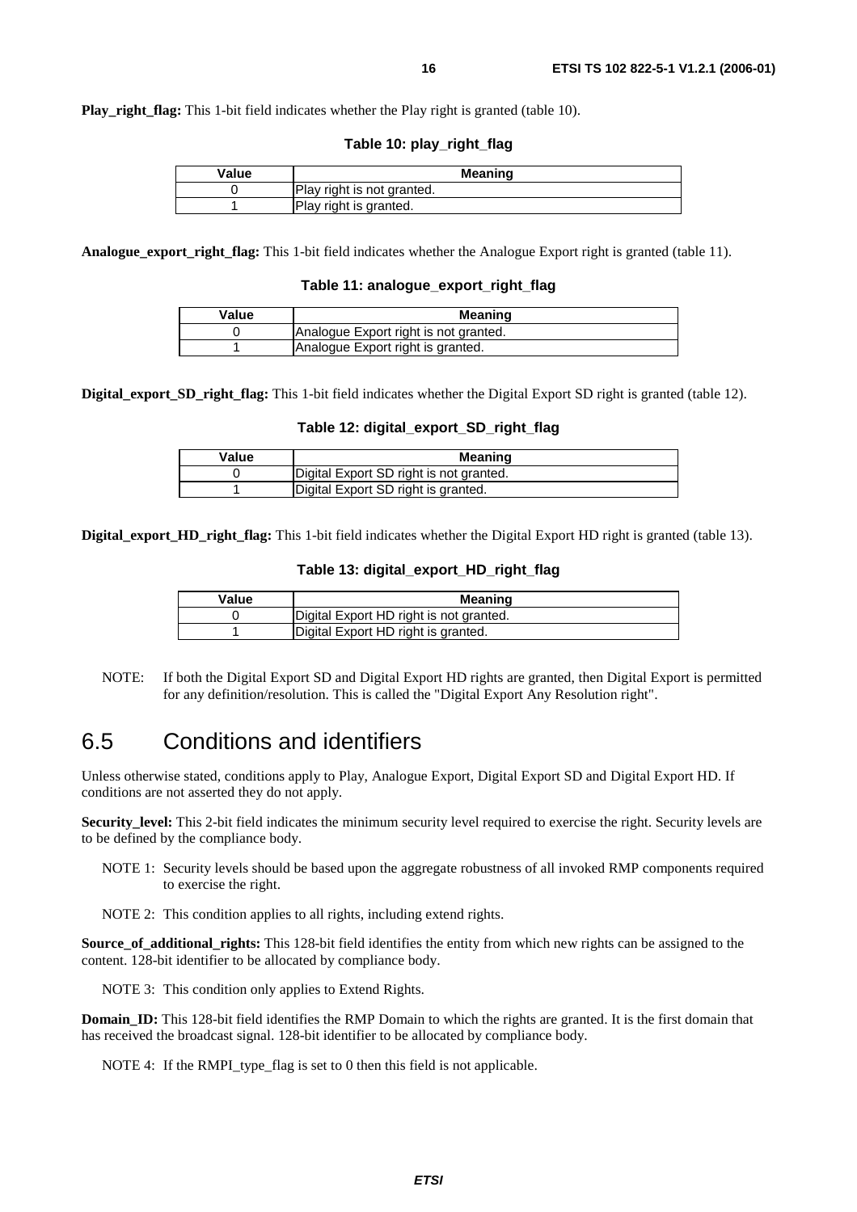**Play_right_flag:** This 1-bit field indicates whether the Play right is granted (table 10).

**Table 10: play_right_flag**

| Value | Meaning |
|---|---|
| 0 | Play right is not granted. |
| 1 | Play right is granted. |

**Analogue_export_right_flag:** This 1-bit field indicates whether the Analogue Export right is granted (table 11).

**Table 11: analogue_export_right_flag**

| Value | Meaning |
|---|---|
| 0 | Analogue Export right is not granted. |
| 1 | Analogue Export right is granted. |

**Digital_export_SD_right_flag:** This 1-bit field indicates whether the Digital Export SD right is granted (table 12).

**Table 12: digital_export_SD_right_flag**

| Value | Meaning |
|---|---|
| 0 | Digital Export SD right is not granted. |
| 1 | Digital Export SD right is granted. |

**Digital_export_HD_right_flag:** This 1-bit field indicates whether the Digital Export HD right is granted (table 13).

**Table 13: digital_export_HD_right_flag**

| Value | Meaning |
|---|---|
| 0 | Digital Export HD right is not granted. |
| 1 | Digital Export HD right is granted. |

NOTE: If both the Digital Export SD and Digital Export HD rights are granted, then Digital Export is permitted for any definition/resolution. This is called the "Digital Export Any Resolution right".

## 6.5 Conditions and identifiers

Unless otherwise stated, conditions apply to Play, Analogue Export, Digital Export SD and Digital Export HD. If conditions are not asserted they do not apply.

**Security_level:** This 2-bit field indicates the minimum security level required to exercise the right. Security levels are to be defined by the compliance body.

NOTE 1: Security levels should be based upon the aggregate robustness of all invoked RMP components required to exercise the right.

NOTE 2: This condition applies to all rights, including extend rights.

**Source_of_additional_rights:** This 128-bit field identifies the entity from which new rights can be assigned to the content. 128-bit identifier to be allocated by compliance body.

NOTE 3: This condition only applies to Extend Rights.

**Domain_ID:** This 128-bit field identifies the RMP Domain to which the rights are granted. It is the first domain that has received the broadcast signal. 128-bit identifier to be allocated by compliance body.

NOTE 4: If the RMPI_type_flag is set to 0 then this field is not applicable.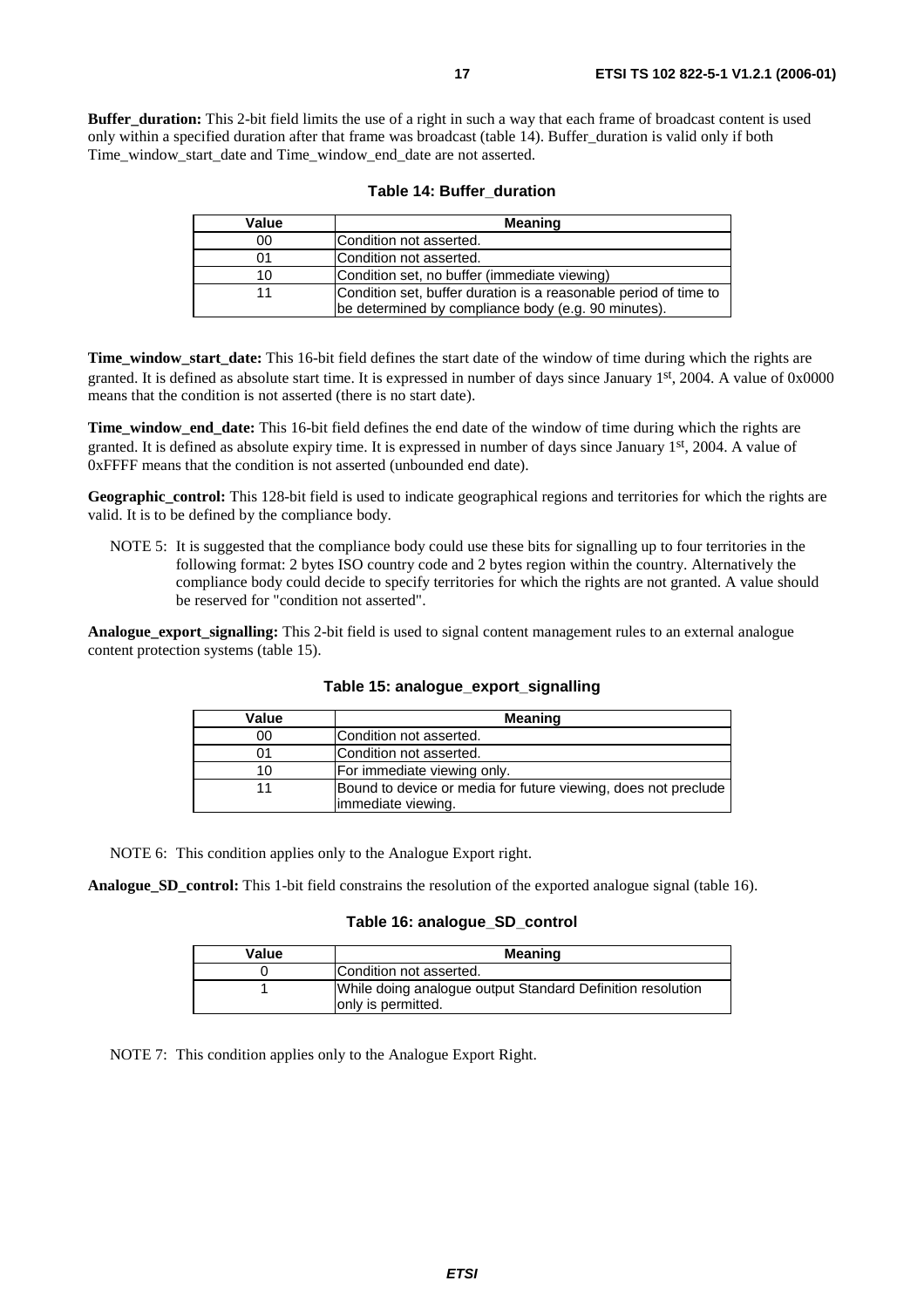**Buffer_duration:** This 2-bit field limits the use of a right in such a way that each frame of broadcast content is used only within a specified duration after that frame was broadcast (table 14). Buffer_duration is valid only if both Time_window_start_date and Time_window_end_date are not asserted.

**Table 14: Buffer_duration**

| Value | Meaning |
|---|---|
| 00 | Condition not asserted. |
| 01 | Condition not asserted. |
| 10 | Condition set, no buffer (immediate viewing) |
| 11 | Condition set, buffer duration is a reasonable period of time to be determined by compliance body (e.g. 90 minutes). |

**Time_window_start_date:** This 16-bit field defines the start date of the window of time during which the rights are granted. It is defined as absolute start time. It is expressed in number of days since January 1st, 2004. A value of 0x0000 means that the condition is not asserted (there is no start date).

**Time_window_end_date:** This 16-bit field defines the end date of the window of time during which the rights are granted. It is defined as absolute expiry time. It is expressed in number of days since January 1st, 2004. A value of 0xFFFF means that the condition is not asserted (unbounded end date).

**Geographic_control:** This 128-bit field is used to indicate geographical regions and territories for which the rights are valid. It is to be defined by the compliance body.

NOTE 5: It is suggested that the compliance body could use these bits for signalling up to four territories in the following format: 2 bytes ISO country code and 2 bytes region within the country. Alternatively the compliance body could decide to specify territories for which the rights are not granted. A value should be reserved for "condition not asserted".

**Analogue_export_signalling:** This 2-bit field is used to signal content management rules to an external analogue content protection systems (table 15).

**Table 15: analogue_export_signalling**

| Value | Meaning |
|---|---|
| 00 | Condition not asserted. |
| 01 | Condition not asserted. |
| 10 | For immediate viewing only. |
| 11 | Bound to device or media for future viewing, does not preclude immediate viewing. |

NOTE 6: This condition applies only to the Analogue Export right.

**Analogue_SD_control:** This 1-bit field constrains the resolution of the exported analogue signal (table 16).

**Table 16: analogue_SD_control**

| Value | Meaning |
|---|---|
| 0 | Condition not asserted. |
| 1 | While doing analogue output Standard Definition resolution only is permitted. |

NOTE 7: This condition applies only to the Analogue Export Right.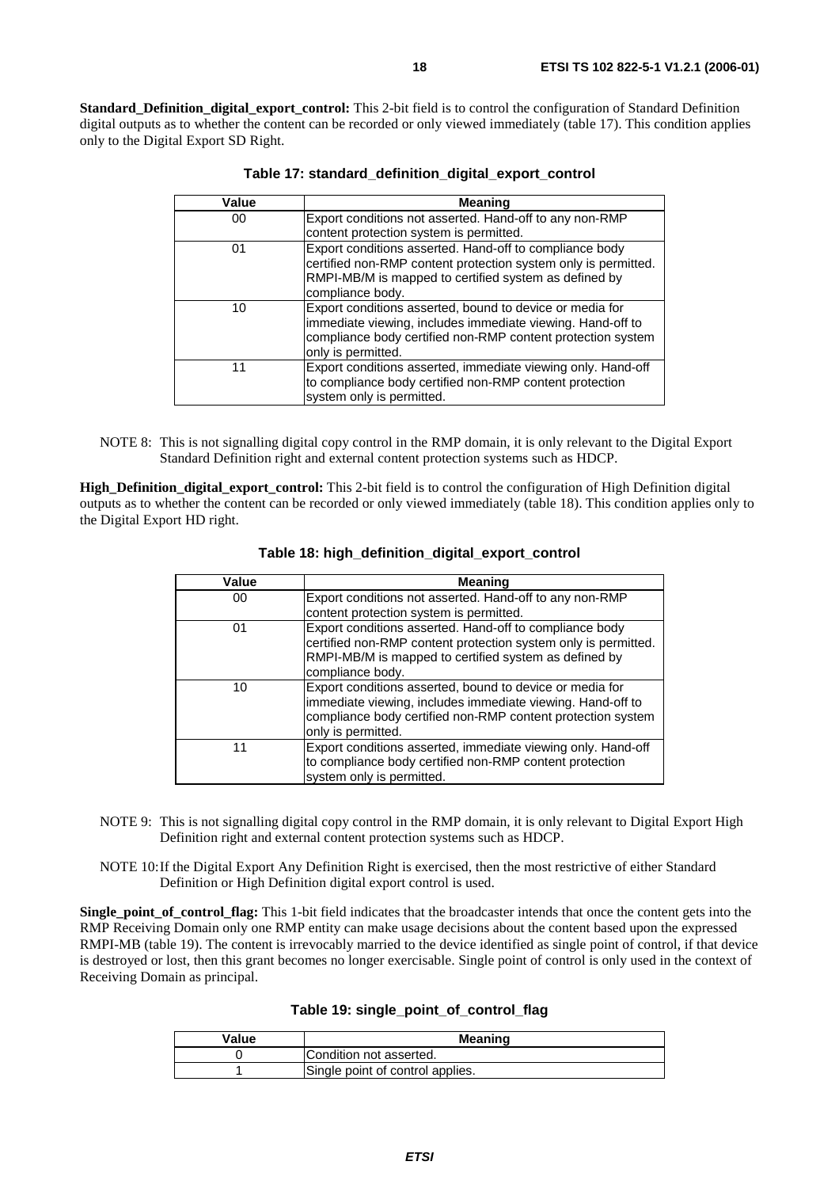**Standard_Definition_digital_export_control:** This 2-bit field is to control the configuration of Standard Definition digital outputs as to whether the content can be recorded or only viewed immediately (table 17). This condition applies only to the Digital Export SD Right.

**Table 17: standard_definition_digital_export_control**

| Value | Meaning |
|---|---|
| 00 | Export conditions not asserted. Hand-off to any non-RMP content protection system is permitted. |
| 01 | Export conditions asserted. Hand-off to compliance body certified non-RMP content protection system only is permitted. RMPI-MB/M is mapped to certified system as defined by compliance body. |
| 10 | Export conditions asserted, bound to device or media for immediate viewing, includes immediate viewing. Hand-off to compliance body certified non-RMP content protection system only is permitted. |
| 11 | Export conditions asserted, immediate viewing only. Hand-off to compliance body certified non-RMP content protection system only is permitted. |

NOTE 8: This is not signalling digital copy control in the RMP domain, it is only relevant to the Digital Export Standard Definition right and external content protection systems such as HDCP.

**High_Definition_digital_export_control:** This 2-bit field is to control the configuration of High Definition digital outputs as to whether the content can be recorded or only viewed immediately (table 18). This condition applies only to the Digital Export HD right.

**Table 18: high_definition_digital_export_control**

| Value | Meaning |
|---|---|
| 00 | Export conditions not asserted. Hand-off to any non-RMP content protection system is permitted. |
| 01 | Export conditions asserted. Hand-off to compliance body certified non-RMP content protection system only is permitted. RMPI-MB/M is mapped to certified system as defined by compliance body. |
| 10 | Export conditions asserted, bound to device or media for immediate viewing, includes immediate viewing. Hand-off to compliance body certified non-RMP content protection system only is permitted. |
| 11 | Export conditions asserted, immediate viewing only. Hand-off to compliance body certified non-RMP content protection system only is permitted. |

NOTE 9: This is not signalling digital copy control in the RMP domain, it is only relevant to Digital Export High Definition right and external content protection systems such as HDCP.

NOTE 10: If the Digital Export Any Definition Right is exercised, then the most restrictive of either Standard Definition or High Definition digital export control is used.

**Single_point_of_control_flag:** This 1-bit field indicates that the broadcaster intends that once the content gets into the RMP Receiving Domain only one RMP entity can make usage decisions about the content based upon the expressed RMPI-MB (table 19). The content is irrevocably married to the device identified as single point of control, if that device is destroyed or lost, then this grant becomes no longer exercisable. Single point of control is only used in the context of Receiving Domain as principal.

**Table 19: single_point_of_control_flag**

| Value | Meaning |
|---|---|
| 0 | Condition not asserted. |
| 1 | Single point of control applies. |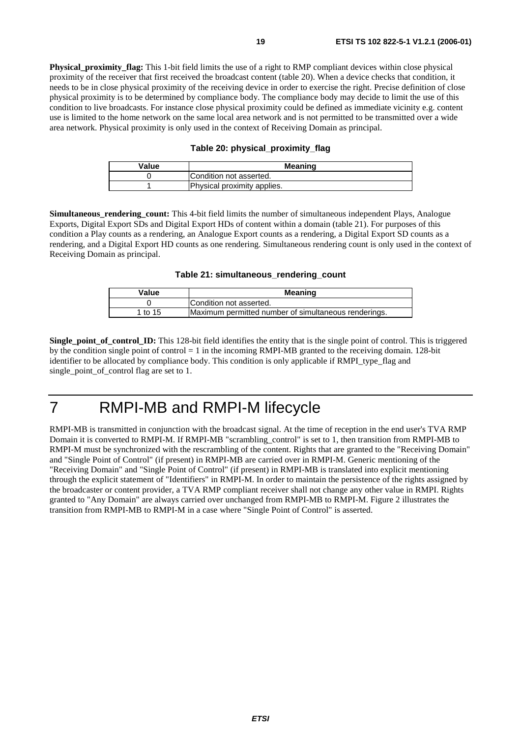**Physical_proximity_flag:** This 1-bit field limits the use of a right to RMP compliant devices within close physical proximity of the receiver that first received the broadcast content (table 20). When a device checks that condition, it needs to be in close physical proximity of the receiving device in order to exercise the right. Precise definition of close physical proximity is to be determined by compliance body. The compliance body may decide to limit the use of this condition to live broadcasts. For instance close physical proximity could be defined as immediate vicinity e.g. content use is limited to the home network on the same local area network and is not permitted to be transmitted over a wide area network. Physical proximity is only used in the context of Receiving Domain as principal.

**Table 20: physical_proximity_flag**

| Value | Meaning |
|---|---|
| 0 | Condition not asserted. |
| 1 | Physical proximity applies. |

**Simultaneous_rendering_count:** This 4-bit field limits the number of simultaneous independent Plays, Analogue Exports, Digital Export SDs and Digital Export HDs of content within a domain (table 21). For purposes of this condition a Play counts as a rendering, an Analogue Export counts as a rendering, a Digital Export SD counts as a rendering, and a Digital Export HD counts as one rendering. Simultaneous rendering count is only used in the context of Receiving Domain as principal.

**Table 21: simultaneous_rendering_count**

| Value | Meaning |
|---|---|
| 0 | Condition not asserted. |
| 1 to 15 | Maximum permitted number of simultaneous renderings. |

**Single_point_of_control_ID:** This 128-bit field identifies the entity that is the single point of control. This is triggered by the condition single point of control = 1 in the incoming RMPI-MB granted to the receiving domain. 128-bit identifier to be allocated by compliance body. This condition is only applicable if RMPI_type_flag and single_point_of_control flag are set to 1.

# 7 RMPI-MB and RMPI-M lifecycle

RMPI-MB is transmitted in conjunction with the broadcast signal. At the time of reception in the end user's TVA RMP Domain it is converted to RMPI-M. If RMPI-MB "scrambling_control" is set to 1, then transition from RMPI-MB to RMPI-M must be synchronized with the rescrambling of the content. Rights that are granted to the "Receiving Domain" and "Single Point of Control" (if present) in RMPI-MB are carried over in RMPI-M. Generic mentioning of the "Receiving Domain" and "Single Point of Control" (if present) in RMPI-MB is translated into explicit mentioning through the explicit statement of "Identifiers" in RMPI-M. In order to maintain the persistence of the rights assigned by the broadcaster or content provider, a TVA RMP compliant receiver shall not change any other value in RMPI. Rights granted to "Any Domain" are always carried over unchanged from RMPI-MB to RMPI-M. Figure 2 illustrates the transition from RMPI-MB to RMPI-M in a case where "Single Point of Control" is asserted.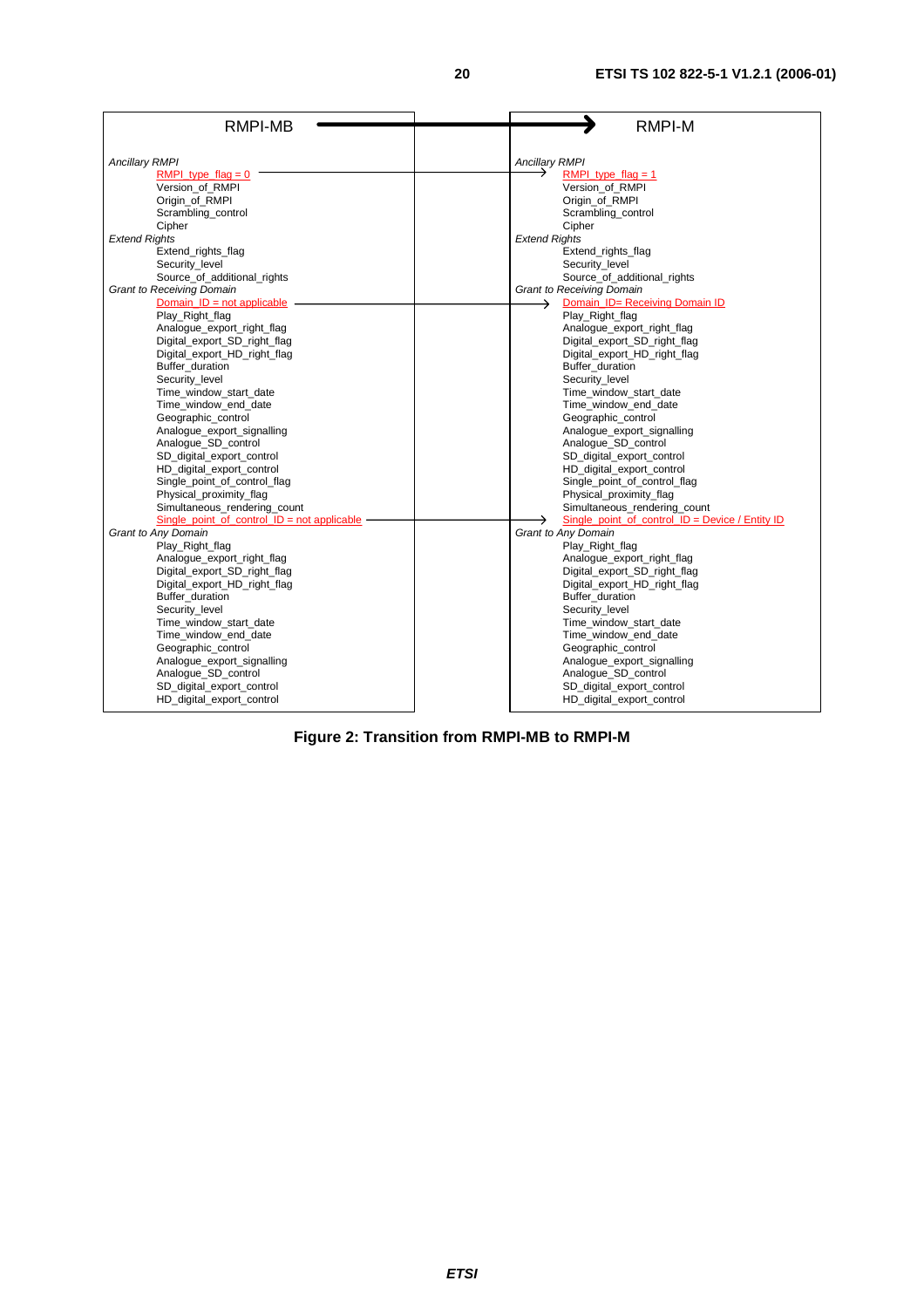| RMPI-MB | RMPI-M |
|---|---|
| *Ancillary RMPI* | *Ancillary RMPI* |
| RMPI_type_flag = 0 | RMPI_type_flag = 1 |
| Version_of_RMPI | Version_of_RMPI |
| Origin_of_RMPI | Origin_of_RMPI |
| Scrambling_control | Scrambling_control |
| Cipher | Cipher |
| *Extend Rights* | *Extend Rights* |
| Extend_rights_flag | Extend_rights_flag |
| Security_level | Security_level |
| Source_of_additional_rights | Source_of_additional_rights |
| *Grant to Receiving Domain* | *Grant to Receiving Domain* |
| Domain_ID = not applicable | Domain_ID= Receiving Domain ID |
| Play_Right_flag | Play_Right_flag |
| Analogue_export_right_flag | Analogue_export_right_flag |
| Digital_export_SD_right_flag | Digital_export_SD_right_flag |
| Digital_export_HD_right_flag | Digital_export_HD_right_flag |
| Buffer_duration | Buffer_duration |
| Security_level | Security_level |
| Time_window_start_date | Time_window_start_date |
| Time_window_end_date | Time_window_end_date |
| Geographic_control | Geographic_control |
| Analogue_export_signalling | Analogue_export_signalling |
| Analogue_SD_control | Analogue_SD_control |
| SD_digital_export_control | SD_digital_export_control |
| HD_digital_export_control | HD_digital_export_control |
| Single_point_of_control_flag | Single_point_of_control_flag |
| Physical_proximity_flag | Physical_proximity_flag |
| Simultaneous_rendering_count | Simultaneous_rendering_count |
| Single_point_of_control_ID = not applicable | Single_point_of_control_ID = Device / Entity ID |
| *Grant to Any Domain* | *Grant to Any Domain* |
| Play_Right_flag | Play_Right_flag |
| Analogue_export_right_flag | Analogue_export_right_flag |
| Digital_export_SD_right_flag | Digital_export_SD_right_flag |
| Digital_export_HD_right_flag | Digital_export_HD_right_flag |
| Buffer_duration | Buffer_duration |
| Security_level | Security_level |
| Time_window_start_date | Time_window_start_date |
| Time_window_end_date | Time_window_end_date |
| Geographic_control | Geographic_control |
| Analogue_export_signalling | Analogue_export_signalling |
| Analogue_SD_control | Analogue_SD_control |
| SD_digital_export_control | SD_digital_export_control |
| HD_digital_export_control | HD_digital_export_control |

**Figure 2: Transition from RMPI-MB to RMPI-M**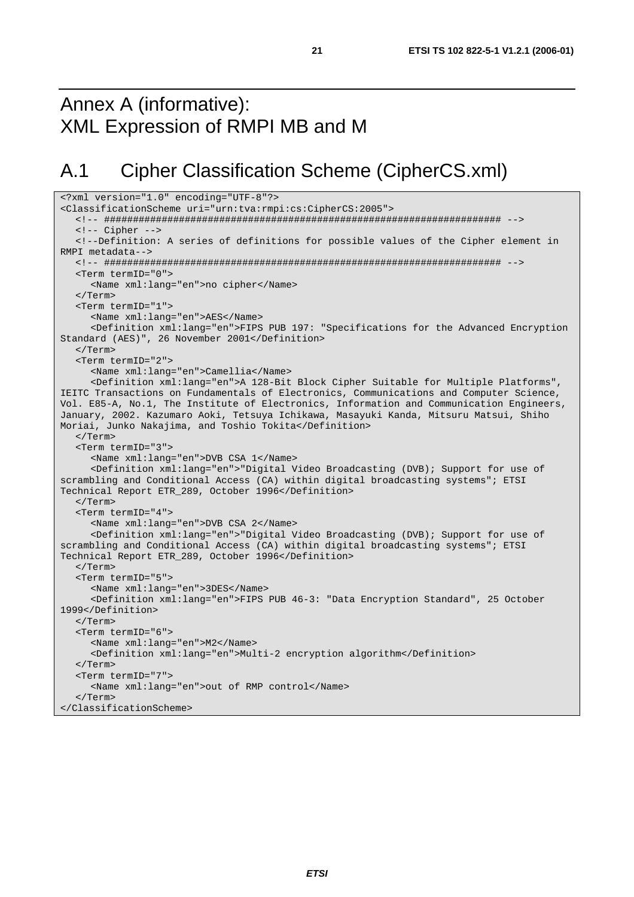# Annex A (informative): XML Expression of RMPI MB and M

## A.1 Cipher Classification Scheme (CipherCS.xml)

```
<?xml version="1.0" encoding="UTF-8"?>
<ClassificationScheme uri="urn:tva:rmpi:cs:CipherCS:2005">
   <!-- ##################################################################### -->
   <!-- Cipher -->
   <!--Definition: A series of definitions for possible values of the Cipher element in
RMPI metadata-->
   <!-- ##################################################################### -->
   <Term termID="0">
      <Name xml:lang="en">no cipher</Name>
   </Term>
   <Term termID="1">
      <Name xml:lang="en">AES</Name>
      <Definition xml:lang="en">FIPS PUB 197: "Specifications for the Advanced Encryption
Standard (AES)", 26 November 2001</Definition>
   </Term>
   <Term termID="2">
      <Name xml:lang="en">Camellia</Name>
      <Definition xml:lang="en">A 128-Bit Block Cipher Suitable for Multiple Platforms",
IEITC Transactions on Fundamentals of Electronics, Communications and Computer Science,
Vol. E85-A, No.1, The Institute of Electronics, Information and Communication Engineers,
January, 2002. Kazumaro Aoki, Tetsuya Ichikawa, Masayuki Kanda, Mitsuru Matsui, Shiho
Moriai, Junko Nakajima, and Toshio Tokita</Definition>
   </Term>
   <Term termID="3">
      <Name xml:lang="en">DVB CSA 1</Name>
      <Definition xml:lang="en">"Digital Video Broadcasting (DVB); Support for use of
scrambling and Conditional Access (CA) within digital broadcasting systems"; ETSI
Technical Report ETR_289, October 1996</Definition>
   </Term>
   <Term termID="4">
      <Name xml:lang="en">DVB CSA 2</Name>
      <Definition xml:lang="en">"Digital Video Broadcasting (DVB); Support for use of
scrambling and Conditional Access (CA) within digital broadcasting systems"; ETSI
Technical Report ETR_289, October 1996</Definition>
   </Term>
   <Term termID="5">
      <Name xml:lang="en">3DES</Name>
      <Definition xml:lang="en">FIPS PUB 46-3: "Data Encryption Standard", 25 October
1999</Definition>
   </Term>
   <Term termID="6">
      <Name xml:lang="en">M2</Name>
      <Definition xml:lang="en">Multi-2 encryption algorithm</Definition>
   </Term>
   <Term termID="7">
      <Name xml:lang="en">out of RMP control</Name>
   </Term>
</ClassificationScheme>
```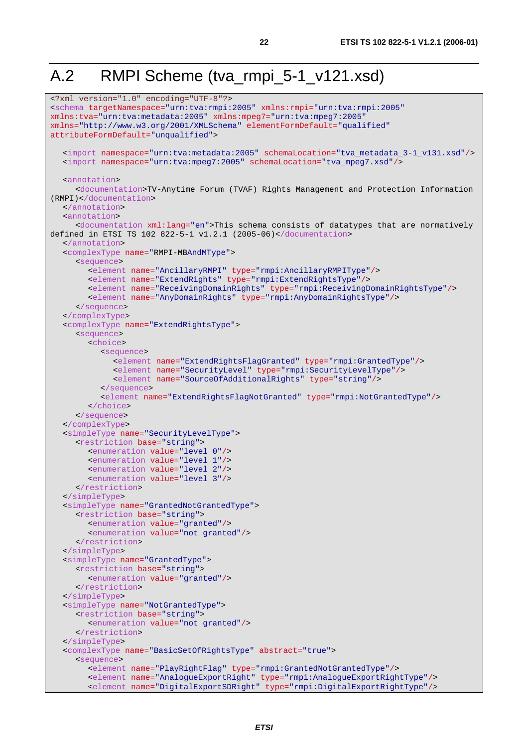# A.2 RMPI Scheme (tva_rmpi_5-1_v121.xsd)

```
<?xml version="1.0" encoding="UTF-8"?>
<schema targetNamespace="urn:tva:rmpi:2005" xmlns:rmpi="urn:tva:rmpi:2005"
xmlns:tva="urn:tva:metadata:2005" xmlns:mpeg7="urn:tva:mpeg7:2005"
xmlns="http://www.w3.org/2001/XMLSchema" elementFormDefault="qualified"
attributeFormDefault="unqualified">

   <import namespace="urn:tva:metadata:2005" schemaLocation="tva_metadata_3-1_v131.xsd"/>
   <import namespace="urn:tva:mpeg7:2005" schemaLocation="tva_mpeg7.xsd"/>

   <annotation>
      <documentation>TV-Anytime Forum (TVAF) Rights Management and Protection Information
(RMPI)</documentation>
   </annotation>
   <annotation>
      <documentation xml:lang="en">This schema consists of datatypes that are normatively
defined in ETSI TS 102 822-5-1 v1.2.1 (2005-06)</documentation>
   </annotation>
   <complexType name="RMPI-MBAndMType">
      <sequence>
         <element name="AncillaryRMPI" type="rmpi:AncillaryRMPIType"/>
         <element name="ExtendRights" type="rmpi:ExtendRightsType"/>
         <element name="ReceivingDomainRights" type="rmpi:ReceivingDomainRightsType"/>
         <element name="AnyDomainRights" type="rmpi:AnyDomainRightsType"/>
      </sequence>
   </complexType>
   <complexType name="ExtendRightsType">
      <sequence>
         <choice>
            <sequence>
               <element name="ExtendRightsFlagGranted" type="rmpi:GrantedType"/>
               <element name="SecurityLevel" type="rmpi:SecurityLevelType"/>
               <element name="SourceOfAdditionalRights" type="string"/>
            </sequence>
            <element name="ExtendRightsFlagNotGranted" type="rmpi:NotGrantedType"/>
         </choice>
      </sequence>
   </complexType>
   <simpleType name="SecurityLevelType">
      <restriction base="string">
         <enumeration value="level 0"/>
         <enumeration value="level 1"/>
         <enumeration value="level 2"/>
         <enumeration value="level 3"/>
      </restriction>
   </simpleType>
   <simpleType name="GrantedNotGrantedType">
      <restriction base="string">
         <enumeration value="granted"/>
         <enumeration value="not granted"/>
      </restriction>
   </simpleType>
   <simpleType name="GrantedType">
      <restriction base="string">
         <enumeration value="granted"/>
      </restriction>
   </simpleType>
   <simpleType name="NotGrantedType">
      <restriction base="string">
         <enumeration value="not granted"/>
      </restriction>
   </simpleType>
   <complexType name="BasicSetOfRightsType" abstract="true">
      <sequence>
         <element name="PlayRightFlag" type="rmpi:GrantedNotGrantedType"/>
         <element name="AnalogueExportRight" type="rmpi:AnalogueExportRightType"/>
         <element name="DigitalExportSDRight" type="rmpi:DigitalExportRightType"/>
```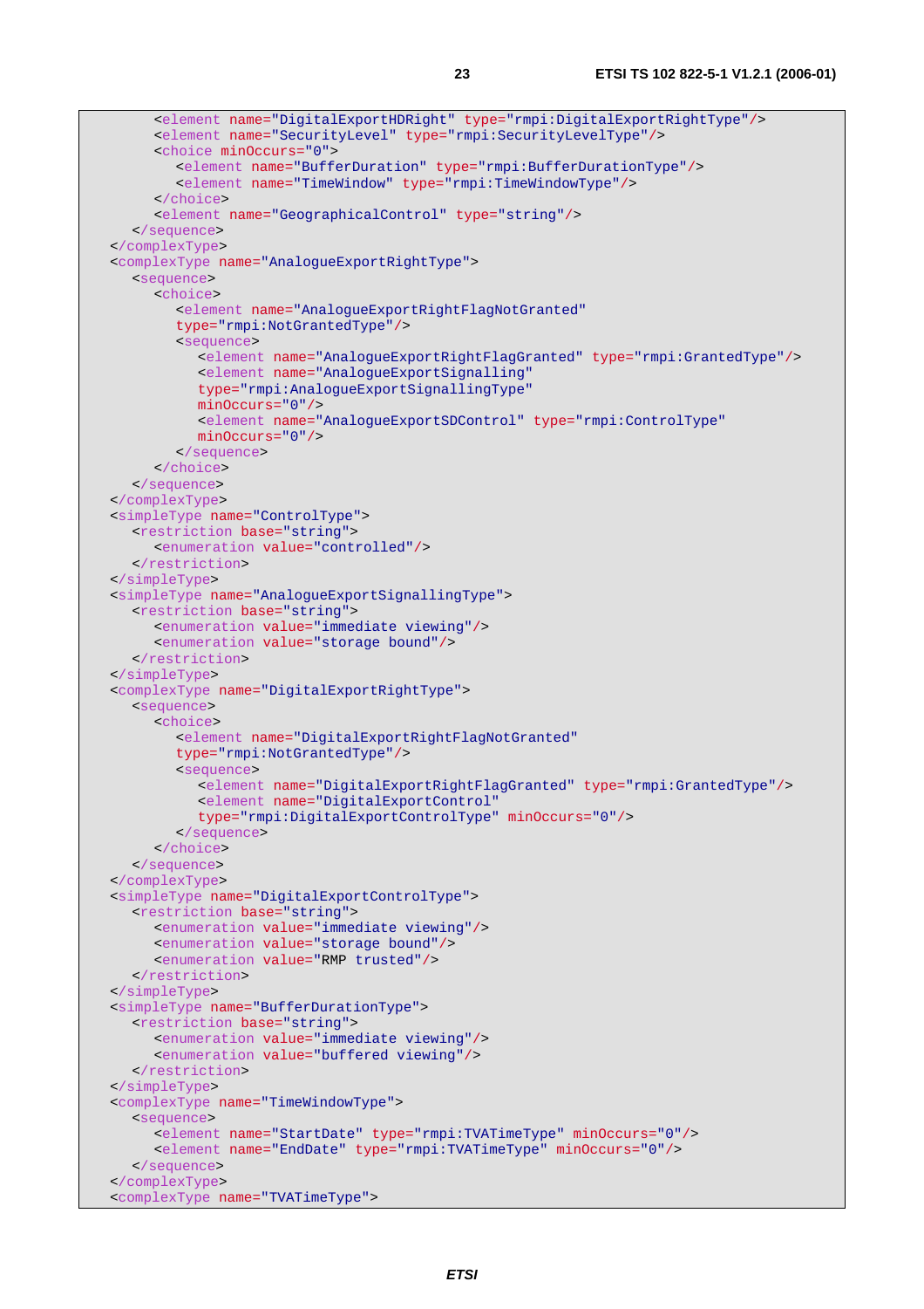```
      <element name="DigitalExportHDRight" type="rmpi:DigitalExportRightType"/>
      <element name="SecurityLevel" type="rmpi:SecurityLevelType"/>
      <choice minOccurs="0">
         <element name="BufferDuration" type="rmpi:BufferDurationType"/>
         <element name="TimeWindow" type="rmpi:TimeWindowType"/>
      </choice>
      <element name="GeographicalControl" type="string"/>
   </sequence>
</complexType>
<complexType name="AnalogueExportRightType">
   <sequence>
      <choice>
         <element name="AnalogueExportRightFlagNotGranted"
         type="rmpi:NotGrantedType"/>
         <sequence>
            <element name="AnalogueExportRightFlagGranted" type="rmpi:GrantedType"/>
            <element name="AnalogueExportSignalling"
            type="rmpi:AnalogueExportSignallingType"
            minOccurs="0"/>
            <element name="AnalogueExportSDControl" type="rmpi:ControlType"
            minOccurs="0"/>
         </sequence>
      </choice>
   </sequence>
</complexType>
<simpleType name="ControlType">
   <restriction base="string">
      <enumeration value="controlled"/>
   </restriction>
</simpleType>
<simpleType name="AnalogueExportSignallingType">
   <restriction base="string">
      <enumeration value="immediate viewing"/>
      <enumeration value="storage bound"/>
   </restriction>
</simpleType>
<complexType name="DigitalExportRightType">
   <sequence>
      <choice>
         <element name="DigitalExportRightFlagNotGranted"
         type="rmpi:NotGrantedType"/>
         <sequence>
            <element name="DigitalExportRightFlagGranted" type="rmpi:GrantedType"/>
            <element name="DigitalExportControl"
            type="rmpi:DigitalExportControlType" minOccurs="0"/>
         </sequence>
      </choice>
   </sequence>
</complexType>
<simpleType name="DigitalExportControlType">
   <restriction base="string">
      <enumeration value="immediate viewing"/>
      <enumeration value="storage bound"/>
      <enumeration value="RMP trusted"/>
   </restriction>
</simpleType>
<simpleType name="BufferDurationType">
   <restriction base="string">
      <enumeration value="immediate viewing"/>
      <enumeration value="buffered viewing"/>
   </restriction>
</simpleType>
<complexType name="TimeWindowType">
   <sequence>
      <element name="StartDate" type="rmpi:TVATimeType" minOccurs="0"/>
      <element name="EndDate" type="rmpi:TVATimeType" minOccurs="0"/>
   </sequence>
</complexType>
<complexType name="TVATimeType">
```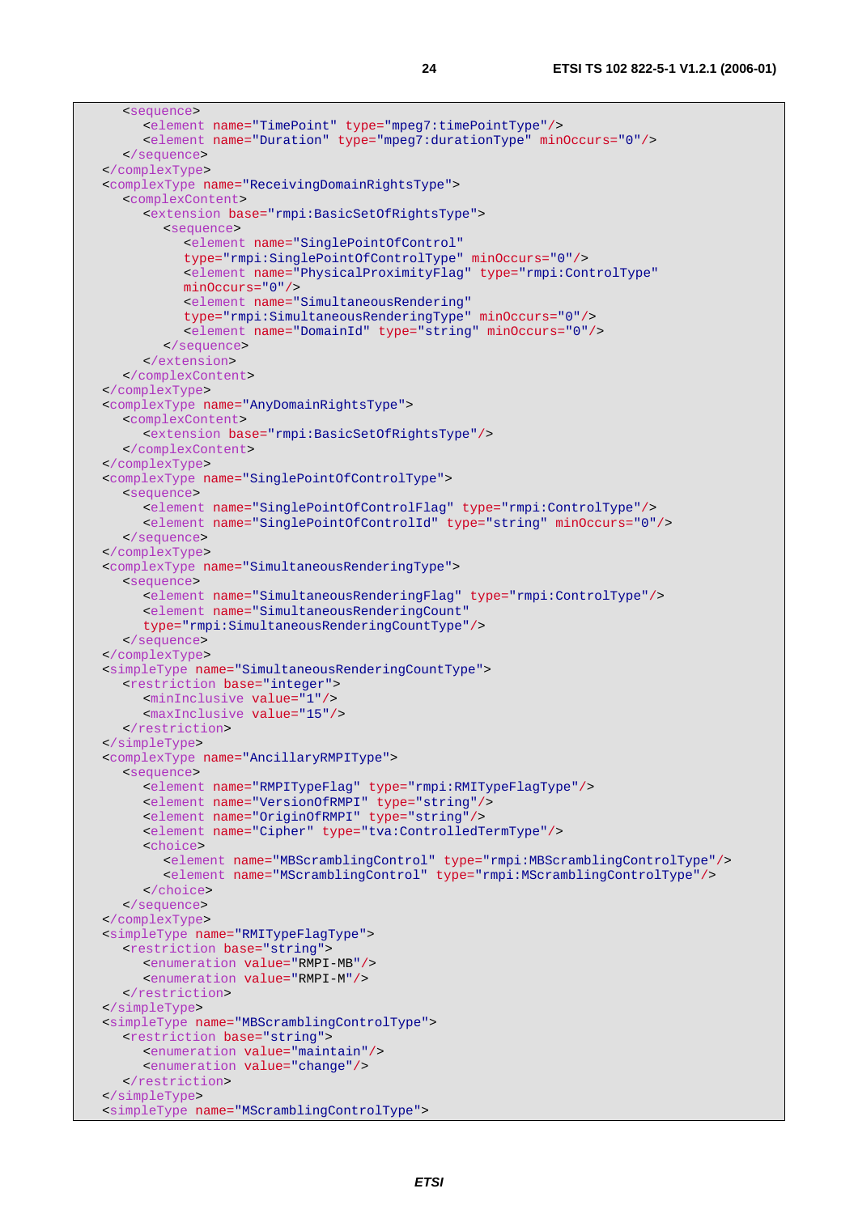```
      <sequence>
         <element name="TimePoint" type="mpeg7:timePointType"/>
         <element name="Duration" type="mpeg7:durationType" minOccurs="0"/>
      </sequence>
   </complexType>
   <complexType name="ReceivingDomainRightsType">
      <complexContent>
         <extension base="rmpi:BasicSetOfRightsType">
            <sequence>
               <element name="SinglePointOfControl"
               type="rmpi:SinglePointOfControlType" minOccurs="0"/>
               <element name="PhysicalProximityFlag" type="rmpi:ControlType"
               minOccurs="0"/>
               <element name="SimultaneousRendering"
               type="rmpi:SimultaneousRenderingType" minOccurs="0"/>
               <element name="DomainId" type="string" minOccurs="0"/>
            </sequence>
         </extension>
      </complexContent>
   </complexType>
   <complexType name="AnyDomainRightsType">
      <complexContent>
         <extension base="rmpi:BasicSetOfRightsType"/>
      </complexContent>
   </complexType>
   <complexType name="SinglePointOfControlType">
      <sequence>
         <element name="SinglePointOfControlFlag" type="rmpi:ControlType"/>
         <element name="SinglePointOfControlId" type="string" minOccurs="0"/>
      </sequence>
   </complexType>
   <complexType name="SimultaneousRenderingType">
      <sequence>
         <element name="SimultaneousRenderingFlag" type="rmpi:ControlType"/>
         <element name="SimultaneousRenderingCount"
         type="rmpi:SimultaneousRenderingCountType"/>
      </sequence>
   </complexType>
   <simpleType name="SimultaneousRenderingCountType">
      <restriction base="integer">
         <minInclusive value="1"/>
         <maxInclusive value="15"/>
      </restriction>
   </simpleType>
   <complexType name="AncillaryRMPIType">
      <sequence>
         <element name="RMPITypeFlag" type="rmpi:RMITypeFlagType"/>
         <element name="VersionOfRMPI" type="string"/>
         <element name="OriginOfRMPI" type="string"/>
         <element name="Cipher" type="tva:ControlledTermType"/>
         <choice>
            <element name="MBScramblingControl" type="rmpi:MBScramblingControlType"/>
            <element name="MScramblingControl" type="rmpi:MScramblingControlType"/>
         </choice>
      </sequence>
   </complexType>
   <simpleType name="RMITypeFlagType">
      <restriction base="string">
         <enumeration value="RMPI-MB"/>
         <enumeration value="RMPI-M"/>
      </restriction>
   </simpleType>
   <simpleType name="MBScramblingControlType">
      <restriction base="string">
         <enumeration value="maintain"/>
         <enumeration value="change"/>
      </restriction>
   </simpleType>
   <simpleType name="MScramblingControlType">
```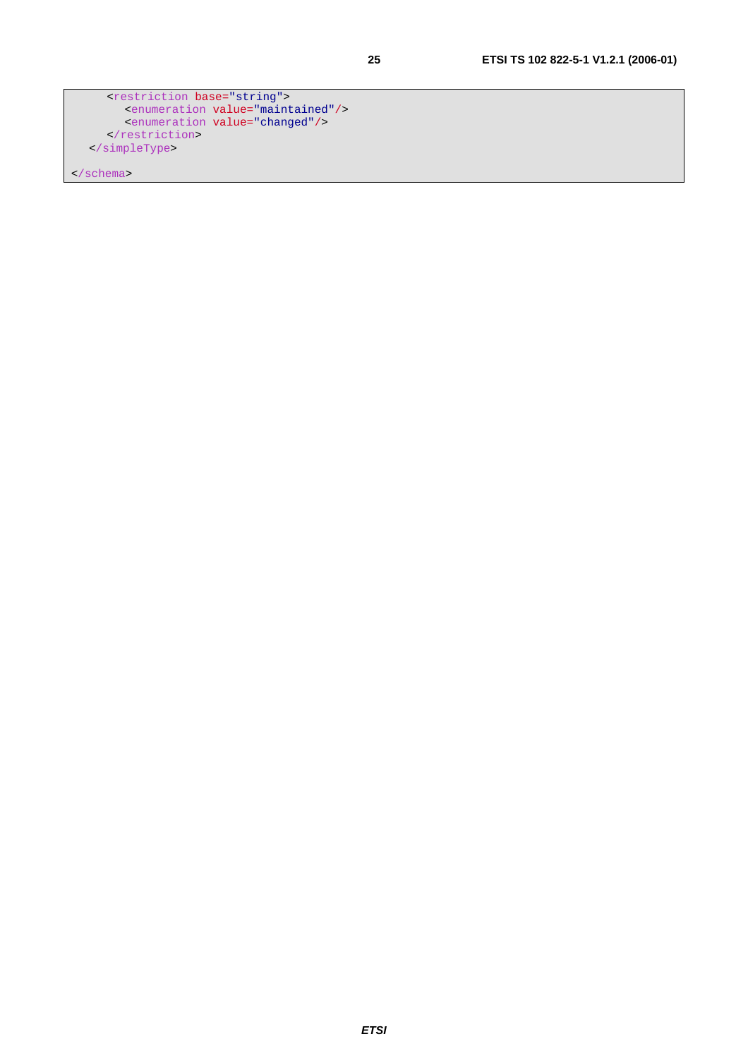```
      <restriction base="string">
         <enumeration value="maintained"/>
         <enumeration value="changed"/>
      </restriction>
   </simpleType>

</schema>
```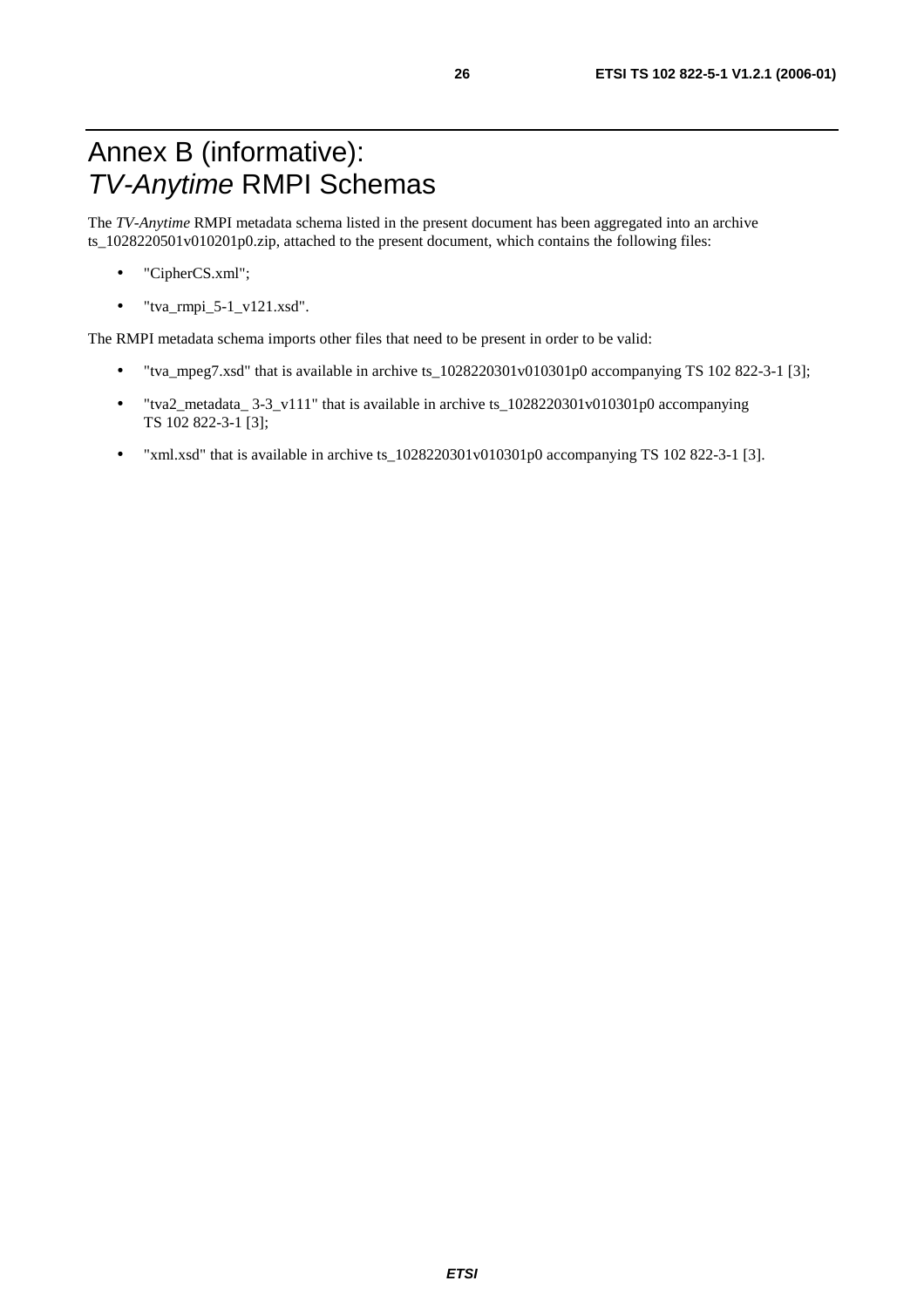# Annex B (informative): *TV-Anytime* RMPI Schemas

The *TV-Anytime* RMPI metadata schema listed in the present document has been aggregated into an archive ts_1028220501v010201p0.zip, attached to the present document, which contains the following files:

- "CipherCS.xml";
- "tva_rmpi_5-1_v121.xsd".

The RMPI metadata schema imports other files that need to be present in order to be valid:

- "tva_mpeg7.xsd" that is available in archive ts_1028220301v010301p0 accompanying TS 102 822-3-1 [3];
- "tva2_metadata_ 3-3_v111" that is available in archive ts_1028220301v010301p0 accompanying TS 102 822-3-1 [3];
- "xml.xsd" that is available in archive ts_1028220301v010301p0 accompanying TS 102 822-3-1 [3].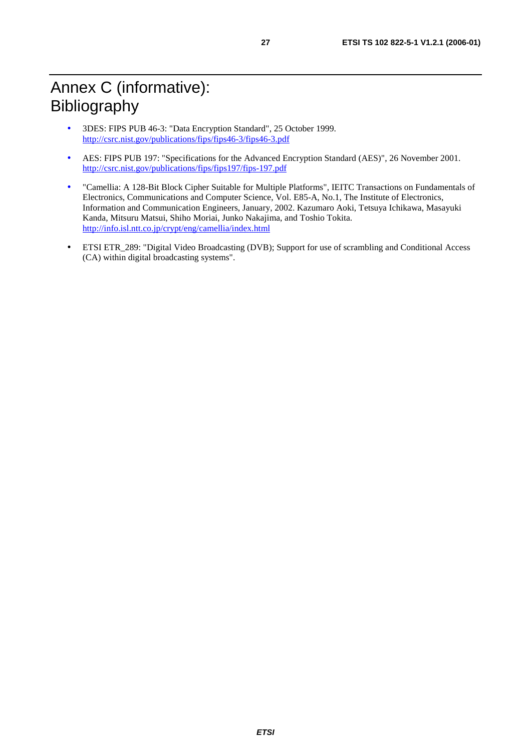# Annex C (informative): Bibliography

- 3DES: FIPS PUB 46-3: "Data Encryption Standard", 25 October 1999. http://csrc.nist.gov/publications/fips/fips46-3/fips46-3.pdf
- AES: FIPS PUB 197: "Specifications for the Advanced Encryption Standard (AES)", 26 November 2001. http://csrc.nist.gov/publications/fips/fips197/fips-197.pdf
- "Camellia: A 128-Bit Block Cipher Suitable for Multiple Platforms", IEITC Transactions on Fundamentals of Electronics, Communications and Computer Science, Vol. E85-A, No.1, The Institute of Electronics, Information and Communication Engineers, January, 2002. Kazumaro Aoki, Tetsuya Ichikawa, Masayuki Kanda, Mitsuru Matsui, Shiho Moriai, Junko Nakajima, and Toshio Tokita. http://info.isl.ntt.co.jp/crypt/eng/camellia/index.html
- ETSI ETR_289: "Digital Video Broadcasting (DVB); Support for use of scrambling and Conditional Access (CA) within digital broadcasting systems".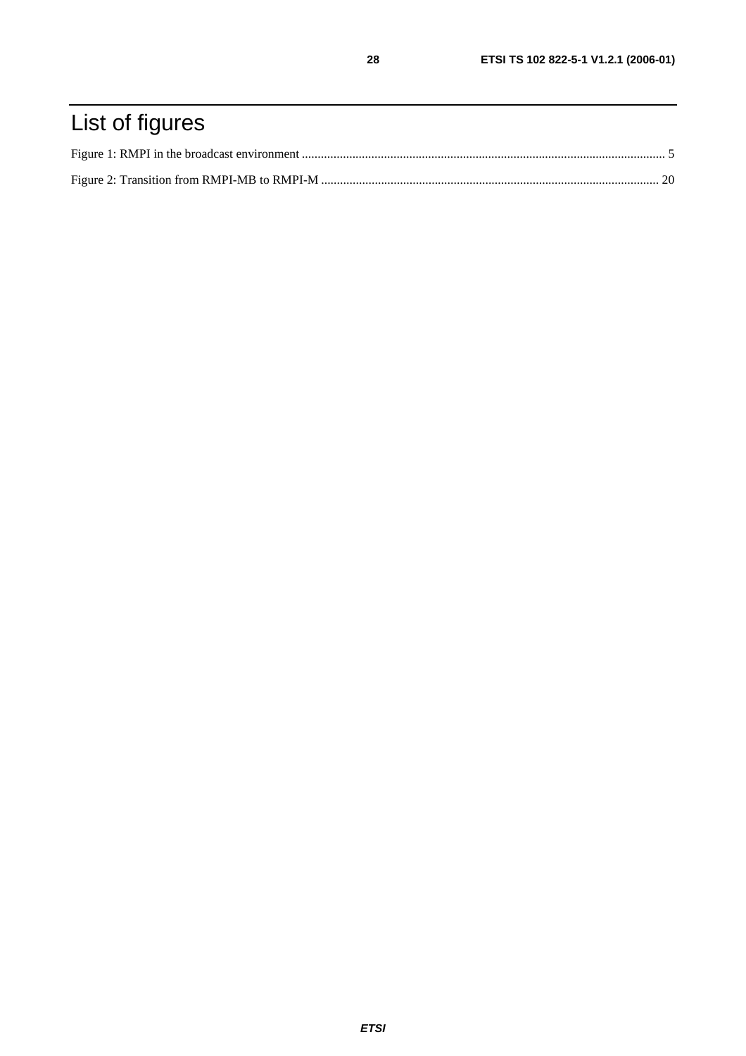# List of figures

Figure 1: RMPI in the broadcast environment ................................................................................................................... 5

Figure 2: Transition from RMPI-MB to RMPI-M ........................................................................................................... 20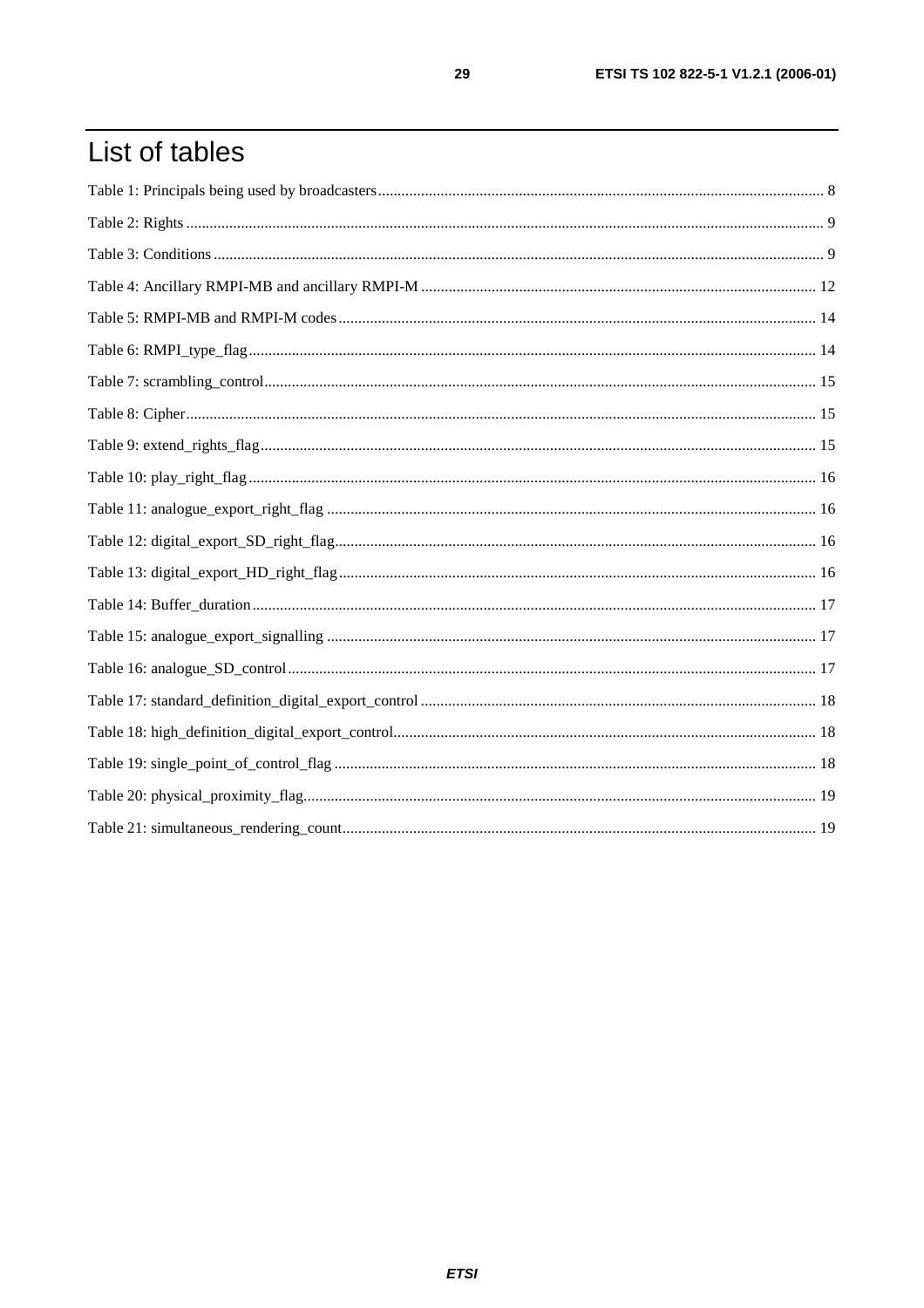# List of tables

Table 1: Principals being used by broadcasters ................................................................................................................ 8

Table 2: Rights ................................................................................................................................................................ 9

Table 3: Conditions ......................................................................................................................................................... 9

Table 4: Ancillary RMPI-MB and ancillary RMPI-M .................................................................................................. 12

Table 5: RMPI-MB and RMPI-M codes ........................................................................................................................ 14

Table 6: RMPI_type_flag ............................................................................................................................................... 14

Table 7: scrambling_control ........................................................................................................................................... 15

Table 8: Cipher ............................................................................................................................................................... 15

Table 9: extend_rights_flag ............................................................................................................................................ 15

Table 10: play_right_flag ............................................................................................................................................... 16

Table 11: analogue_export_right_flag ........................................................................................................................... 16

Table 12: digital_export_SD_right_flag ......................................................................................................................... 16

Table 13: digital_export_HD_right_flag ........................................................................................................................ 16

Table 14: Buffer_duration .............................................................................................................................................. 17

Table 15: analogue_export_signalling ........................................................................................................................... 17

Table 16: analogue_SD_control ..................................................................................................................................... 17

Table 17: standard_definition_digital_export_control ................................................................................................... 18

Table 18: high_definition_digital_export_control .......................................................................................................... 18

Table 19: single_point_of_control_flag ......................................................................................................................... 18

Table 20: physical_proximity_flag ................................................................................................................................. 19

Table 21: simultaneous_rendering_count ....................................................................................................................... 19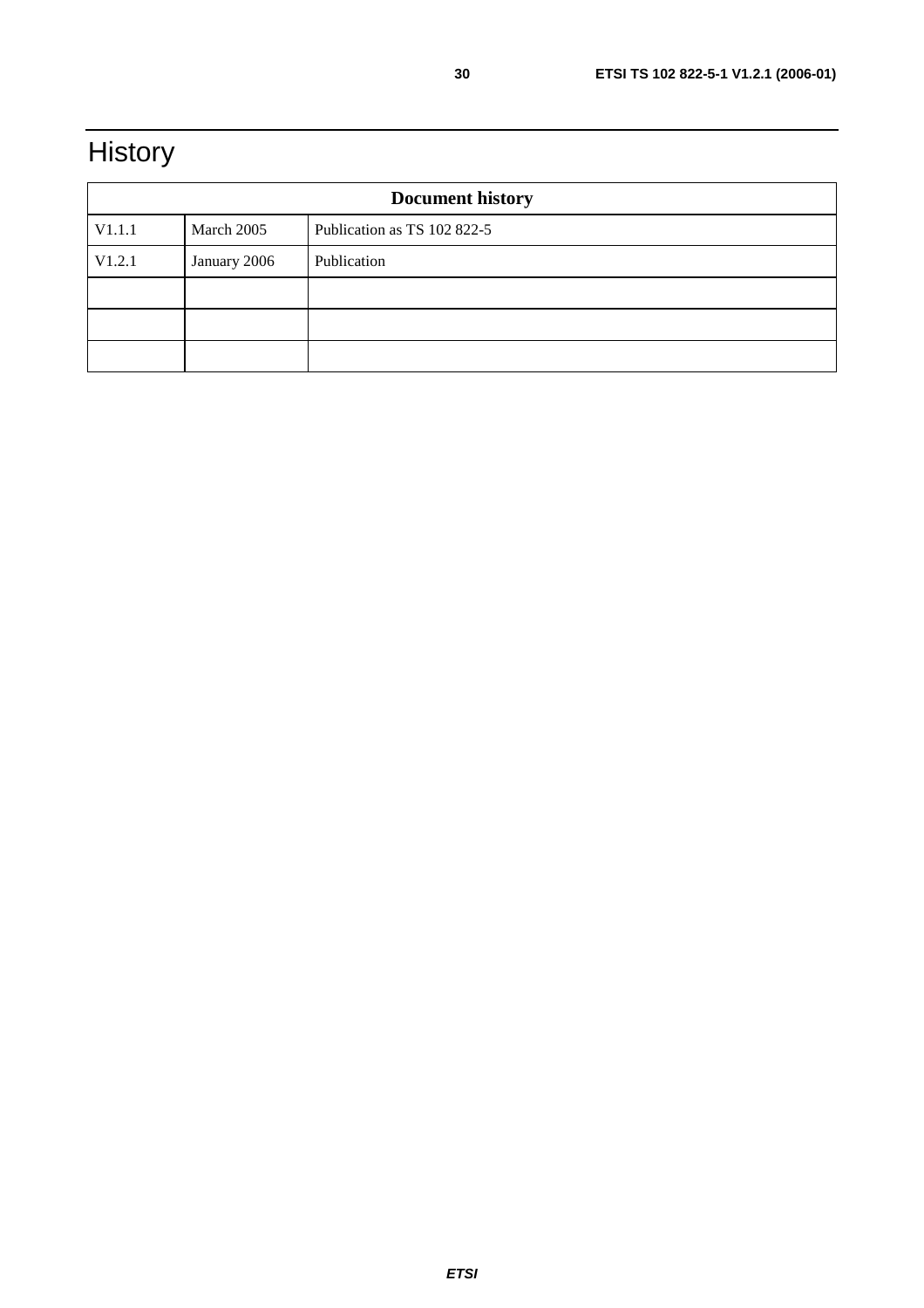# History

| Document history | | |
|---|---|---|
| V1.1.1 | March 2005 | Publication as TS 102 822-5 |
| V1.2.1 | January 2006 | Publication |
| | | |
| | | |
| | | |